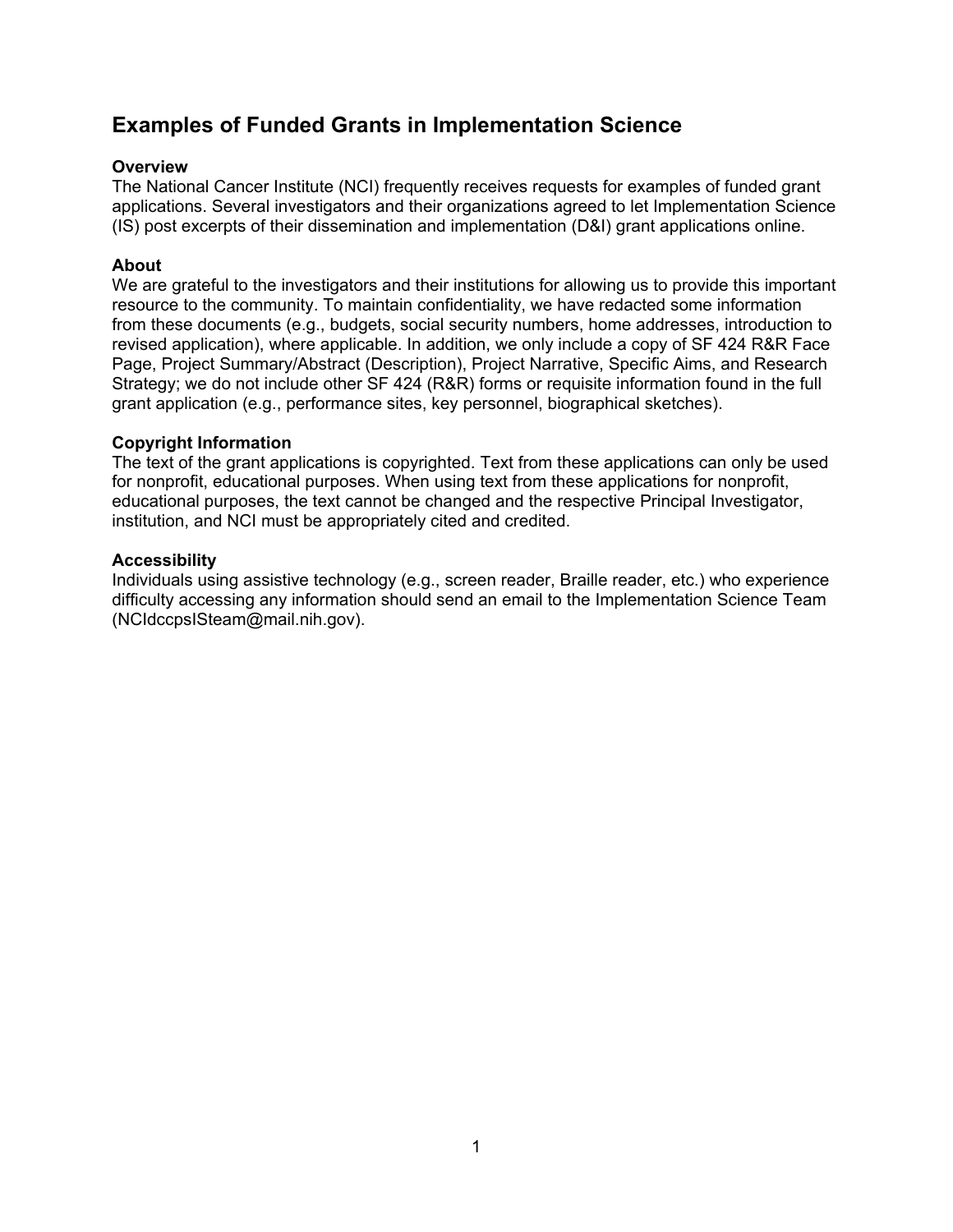# Examples of Funded Grants in Implementation Science

## Overview

The National Cancer Institute (NCI) frequently receives requests for examples of funded grant applications. Several investigators and their organizations agreed to let Implementation Science (IS) post excerpts of their dissemination and implementation (D&I) grant applications online.

## About

We are grateful to the investigators and their institutions for allowing us to provide this important resource to the community. To maintain confidentiality, we have redacted some information from these documents (e.g., budgets, social security numbers, home addresses, introduction to revised application), where applicable. In addition, we only include a copy of SF 424 R&R Face Page, Project Summary/Abstract (Description), Project Narrative, Specific Aims, and Research Strategy; we do not include other SF 424 (R&R) forms or requisite information found in the full grant application (e.g., performance sites, key personnel, biographical sketches).

## Copyright Information

The text of the grant applications is copyrighted. Text from these applications can only be used for nonprofit, educational purposes. When using text from these applications for nonprofit, educational purposes, the text cannot be changed and the respective Principal Investigator, institution, and NCI must be appropriately cited and credited.

## Accessibility

Individuals using assistive technology (e.g., screen reader, Braille reader, etc.) who experience difficulty accessing any information should send an email to the Implementation Science Team (NCIdccpsISteam@mail.nih.gov).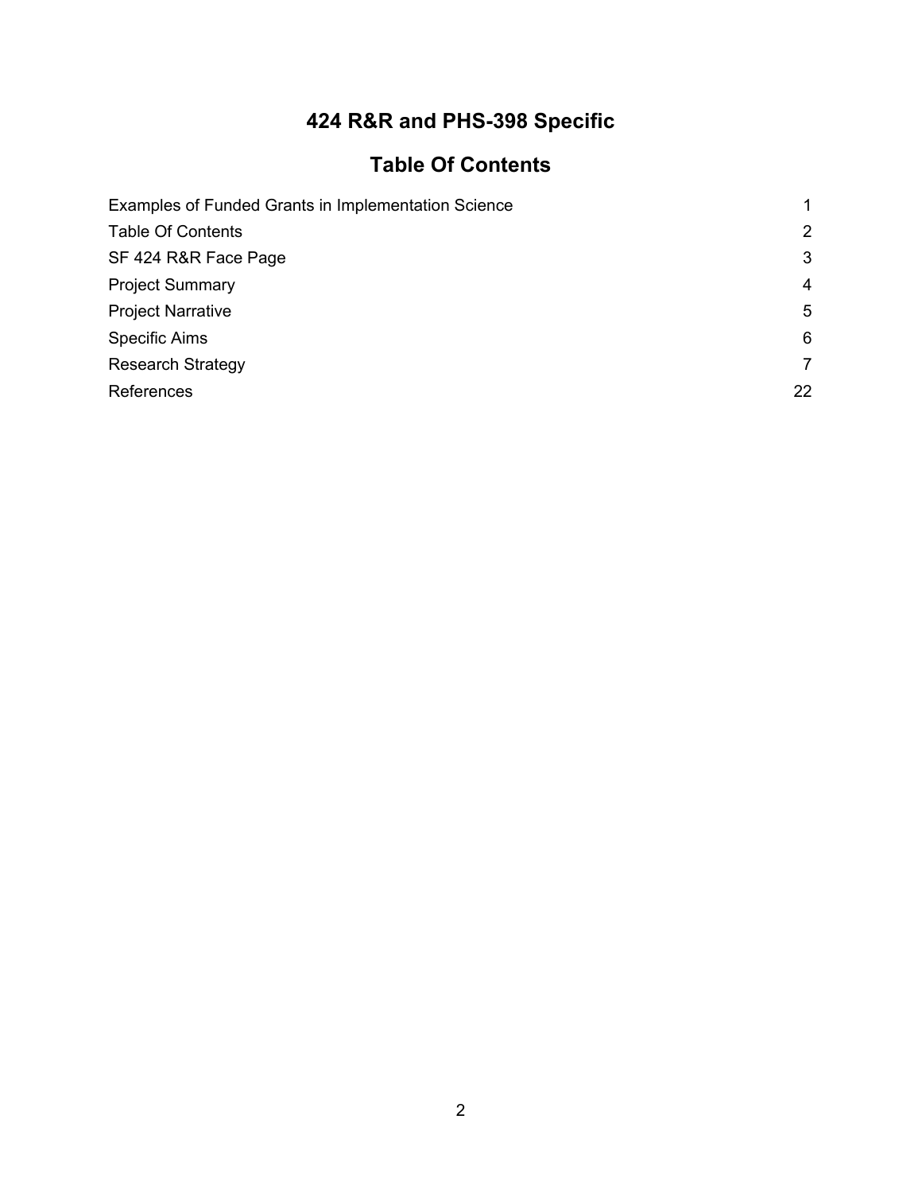# 424 R&R and PHS-398 Specific

## Table Of Contents

| | |
|---|---|
| Examples of Funded Grants in Implementation Science | 1 |
| Table Of Contents | 2 |
| SF 424 R&R Face Page | 3 |
| Project Summary | 4 |
| Project Narrative | 5 |
| Specific Aims | 6 |
| Research Strategy | 7 |
| References | 22 |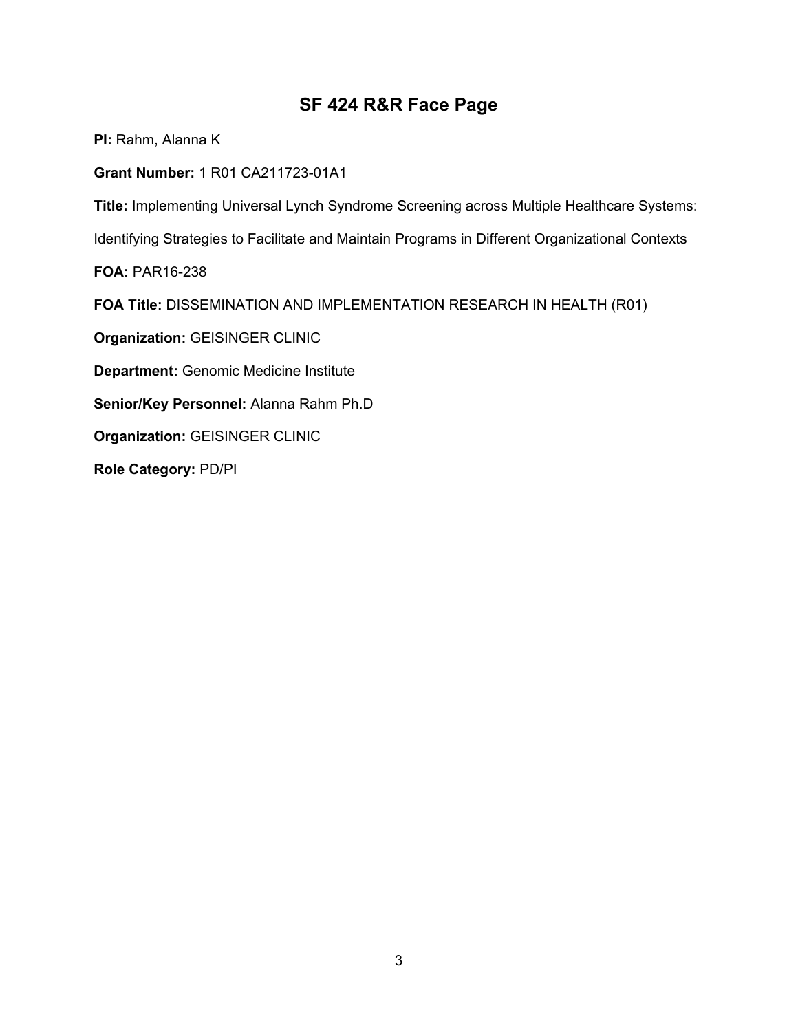# SF 424 R&R Face Page

**PI:** Rahm, Alanna K

**Grant Number:** 1 R01 CA211723-01A1

**Title:** Implementing Universal Lynch Syndrome Screening across Multiple Healthcare Systems: Identifying Strategies to Facilitate and Maintain Programs in Different Organizational Contexts

**FOA:** PAR16-238

**FOA Title:** DISSEMINATION AND IMPLEMENTATION RESEARCH IN HEALTH (R01)

**Organization:** GEISINGER CLINIC

**Department:** Genomic Medicine Institute

**Senior/Key Personnel:** Alanna Rahm Ph.D

**Organization:** GEISINGER CLINIC

**Role Category:** PD/PI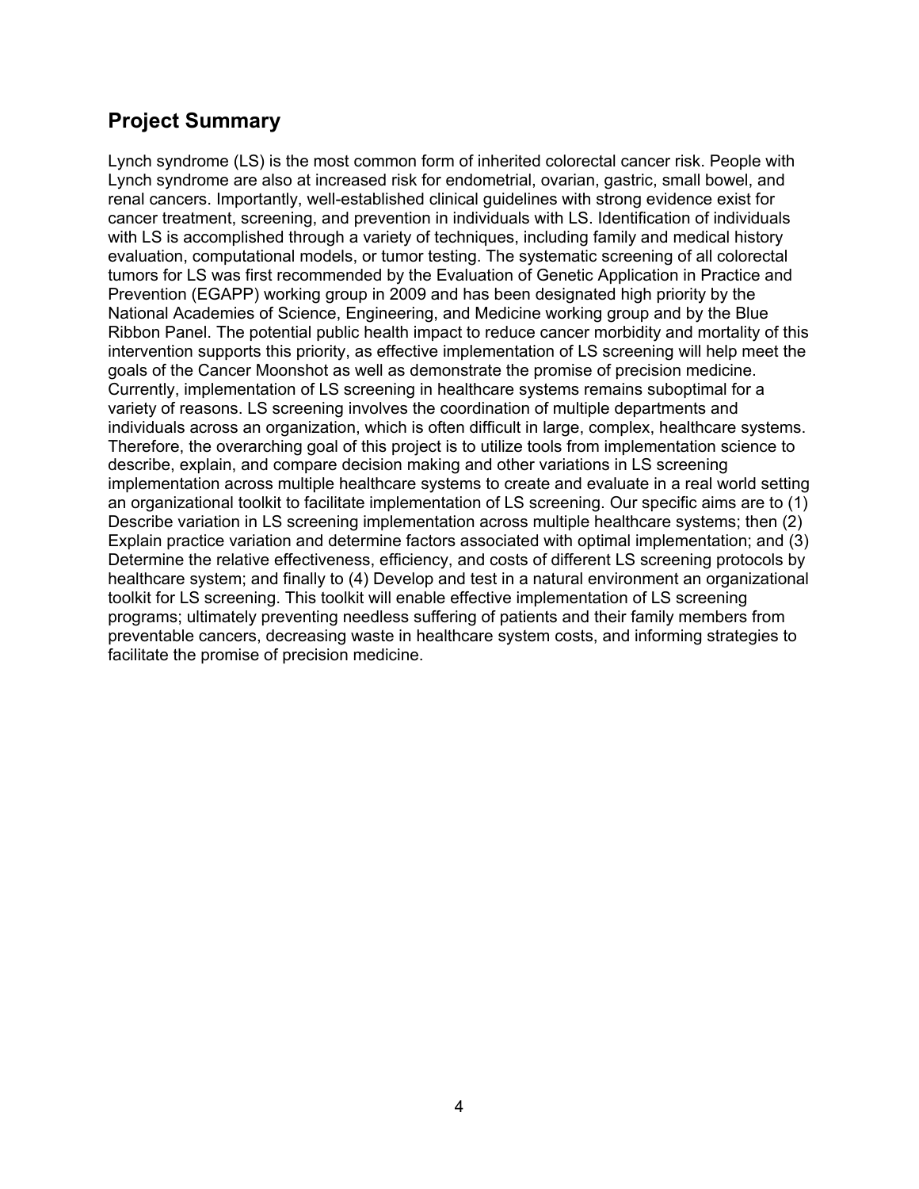## Project Summary

Lynch syndrome (LS) is the most common form of inherited colorectal cancer risk. People with Lynch syndrome are also at increased risk for endometrial, ovarian, gastric, small bowel, and renal cancers. Importantly, well-established clinical guidelines with strong evidence exist for cancer treatment, screening, and prevention in individuals with LS. Identification of individuals with LS is accomplished through a variety of techniques, including family and medical history evaluation, computational models, or tumor testing. The systematic screening of all colorectal tumors for LS was first recommended by the Evaluation of Genetic Application in Practice and Prevention (EGAPP) working group in 2009 and has been designated high priority by the National Academies of Science, Engineering, and Medicine working group and by the Blue Ribbon Panel. The potential public health impact to reduce cancer morbidity and mortality of this intervention supports this priority, as effective implementation of LS screening will help meet the goals of the Cancer Moonshot as well as demonstrate the promise of precision medicine. Currently, implementation of LS screening in healthcare systems remains suboptimal for a variety of reasons. LS screening involves the coordination of multiple departments and individuals across an organization, which is often difficult in large, complex, healthcare systems. Therefore, the overarching goal of this project is to utilize tools from implementation science to describe, explain, and compare decision making and other variations in LS screening implementation across multiple healthcare systems to create and evaluate in a real world setting an organizational toolkit to facilitate implementation of LS screening. Our specific aims are to (1) Describe variation in LS screening implementation across multiple healthcare systems; then (2) Explain practice variation and determine factors associated with optimal implementation; and (3) Determine the relative effectiveness, efficiency, and costs of different LS screening protocols by healthcare system; and finally to (4) Develop and test in a natural environment an organizational toolkit for LS screening. This toolkit will enable effective implementation of LS screening programs; ultimately preventing needless suffering of patients and their family members from preventable cancers, decreasing waste in healthcare system costs, and informing strategies to facilitate the promise of precision medicine.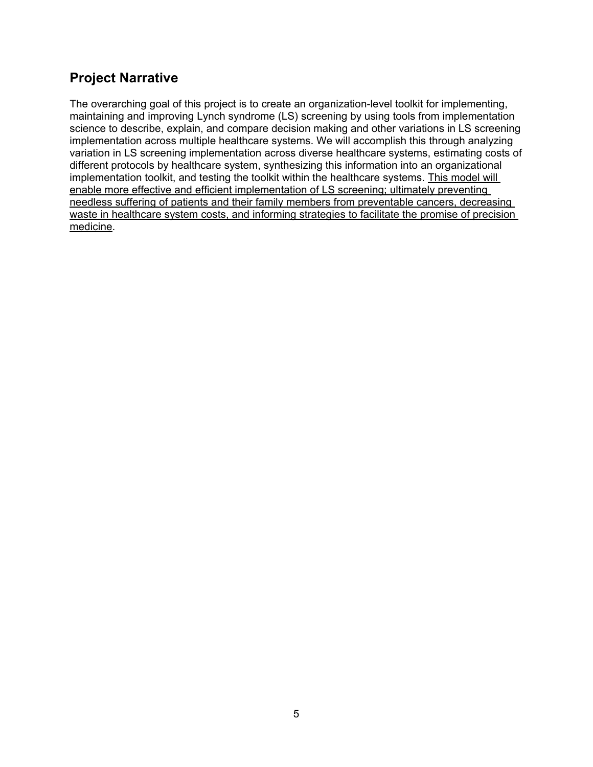## Project Narrative

The overarching goal of this project is to create an organization-level toolkit for implementing, maintaining and improving Lynch syndrome (LS) screening by using tools from implementation science to describe, explain, and compare decision making and other variations in LS screening implementation across multiple healthcare systems. We will accomplish this through analyzing variation in LS screening implementation across diverse healthcare systems, estimating costs of different protocols by healthcare system, synthesizing this information into an organizational implementation toolkit, and testing the toolkit within the healthcare systems. <u>This model will enable more effective and efficient implementation of LS screening; ultimately preventing needless suffering of patients and their family members from preventable cancers, decreasing waste in healthcare system costs, and informing strategies to facilitate the promise of precision medicine</u>.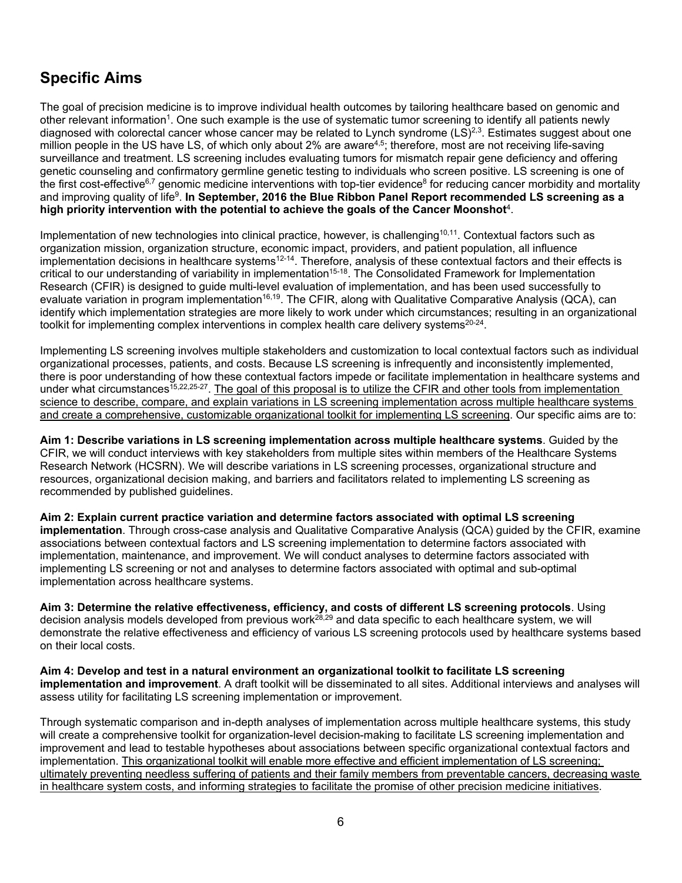## Specific Aims

The goal of precision medicine is to improve individual health outcomes by tailoring healthcare based on genomic and other relevant information[1]. One such example is the use of systematic tumor screening to identify all patients newly diagnosed with colorectal cancer whose cancer may be related to Lynch syndrome (LS)[2,3]. Estimates suggest about one million people in the US have LS, of which only about 2% are aware[4,5]; therefore, most are not receiving life-saving surveillance and treatment. LS screening includes evaluating tumors for mismatch repair gene deficiency and offering genetic counseling and confirmatory germline genetic testing to individuals who screen positive. LS screening is one of the first cost-effective[6,7] genomic medicine interventions with top-tier evidence[8] for reducing cancer morbidity and mortality and improving quality of life[9]. **In September, 2016 the Blue Ribbon Panel Report recommended LS screening as a high priority intervention with the potential to achieve the goals of the Cancer Moonshot**[4].

Implementation of new technologies into clinical practice, however, is challenging[10,11]. Contextual factors such as organization mission, organization structure, economic impact, providers, and patient population, all influence implementation decisions in healthcare systems[12-14]. Therefore, analysis of these contextual factors and their effects is critical to our understanding of variability in implementation[15-18]. The Consolidated Framework for Implementation Research (CFIR) is designed to guide multi-level evaluation of implementation, and has been used successfully to evaluate variation in program implementation[16,19]. The CFIR, along with Qualitative Comparative Analysis (QCA), can identify which implementation strategies are more likely to work under which circumstances; resulting in an organizational toolkit for implementing complex interventions in complex health care delivery systems[20-24].

Implementing LS screening involves multiple stakeholders and customization to local contextual factors such as individual organizational processes, patients, and costs. Because LS screening is infrequently and inconsistently implemented, there is poor understanding of how these contextual factors impede or facilitate implementation in healthcare systems and under what circumstances[15,22,25-27]. <u>The goal of this proposal is to utilize the CFIR and other tools from implementation science to describe, compare, and explain variations in LS screening implementation across multiple healthcare systems and create a comprehensive, customizable organizational toolkit for implementing LS screening</u>. Our specific aims are to:

**Aim 1: Describe variations in LS screening implementation across multiple healthcare systems**. Guided by the CFIR, we will conduct interviews with key stakeholders from multiple sites within members of the Healthcare Systems Research Network (HCSRN). We will describe variations in LS screening processes, organizational structure and resources, organizational decision making, and barriers and facilitators related to implementing LS screening as recommended by published guidelines.

**Aim 2: Explain current practice variation and determine factors associated with optimal LS screening implementation**. Through cross-case analysis and Qualitative Comparative Analysis (QCA) guided by the CFIR, examine associations between contextual factors and LS screening implementation to determine factors associated with implementation, maintenance, and improvement. We will conduct analyses to determine factors associated with implementing LS screening or not and analyses to determine factors associated with optimal and sub-optimal implementation across healthcare systems.

**Aim 3: Determine the relative effectiveness, efficiency, and costs of different LS screening protocols**. Using decision analysis models developed from previous work[28,29] and data specific to each healthcare system, we will demonstrate the relative effectiveness and efficiency of various LS screening protocols used by healthcare systems based on their local costs.

**Aim 4: Develop and test in a natural environment an organizational toolkit to facilitate LS screening implementation and improvement**. A draft toolkit will be disseminated to all sites. Additional interviews and analyses will assess utility for facilitating LS screening implementation or improvement.

Through systematic comparison and in-depth analyses of implementation across multiple healthcare systems, this study will create a comprehensive toolkit for organization-level decision-making to facilitate LS screening implementation and improvement and lead to testable hypotheses about associations between specific organizational contextual factors and implementation. <u>This organizational toolkit will enable more effective and efficient implementation of LS screening; ultimately preventing needless suffering of patients and their family members from preventable cancers, decreasing waste in healthcare system costs, and informing strategies to facilitate the promise of other precision medicine initiatives</u>.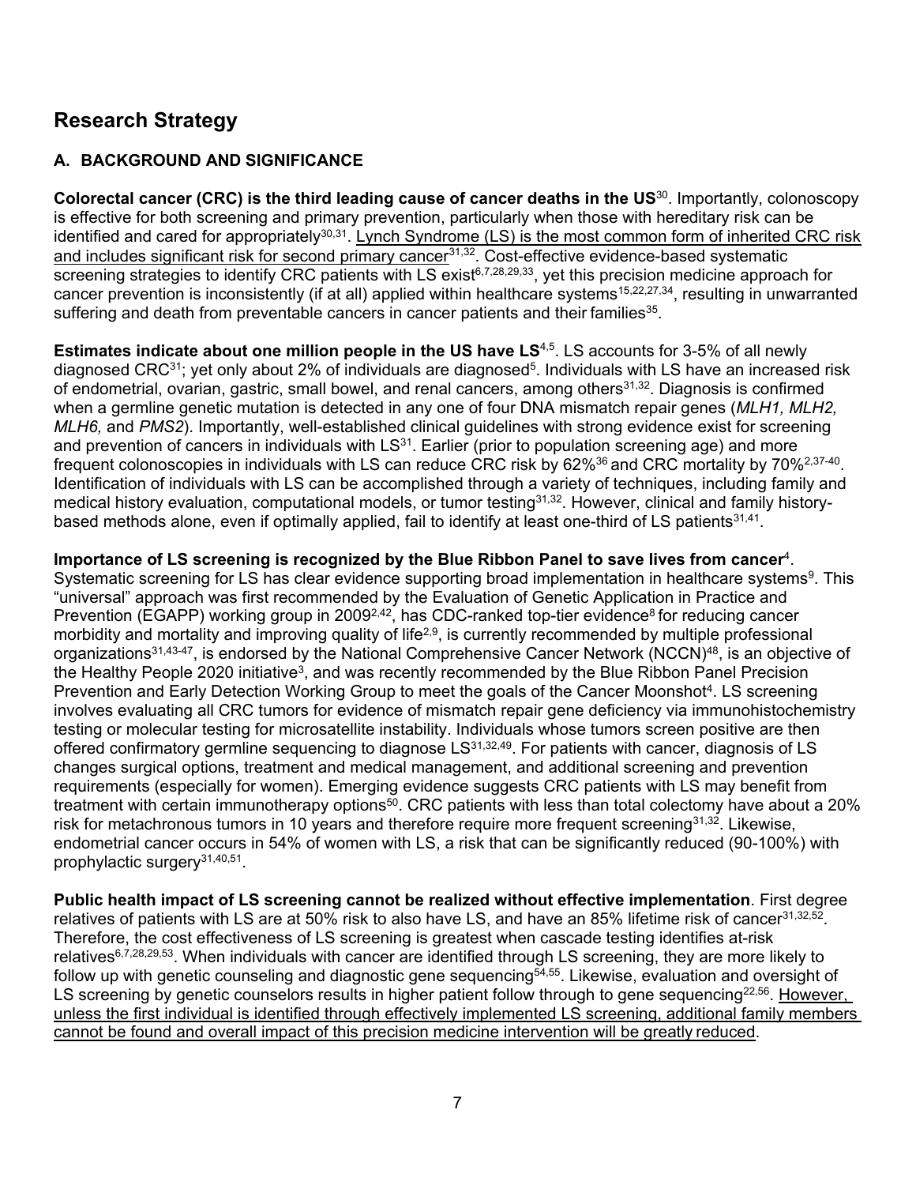# Research Strategy

## A. BACKGROUND AND SIGNIFICANCE

**Colorectal cancer (CRC) is the third leading cause of cancer deaths in the US**[30]. Importantly, colonoscopy is effective for both screening and primary prevention, particularly when those with hereditary risk can be identified and cared for appropriately[30,31]. Lynch Syndrome (LS) is the most common form of inherited CRC risk and includes significant risk for second primary cancer[31,32]. Cost-effective evidence-based systematic screening strategies to identify CRC patients with LS exist[6,7,28,29,33], yet this precision medicine approach for cancer prevention is inconsistently (if at all) applied within healthcare systems[15,22,27,34], resulting in unwarranted suffering and death from preventable cancers in cancer patients and their families[35].

**Estimates indicate about one million people in the US have LS**[4,5]. LS accounts for 3-5% of all newly diagnosed CRC[31]; yet only about 2% of individuals are diagnosed[5]. Individuals with LS have an increased risk of endometrial, ovarian, gastric, small bowel, and renal cancers, among others[31,32]. Diagnosis is confirmed when a germline genetic mutation is detected in any one of four DNA mismatch repair genes (*MLH1, MLH2, MLH6,* and *PMS2*). Importantly, well-established clinical guidelines with strong evidence exist for screening and prevention of cancers in individuals with LS[31]. Earlier (prior to population screening age) and more frequent colonoscopies in individuals with LS can reduce CRC risk by 62%[36] and CRC mortality by 70%[2,37-40]. Identification of individuals with LS can be accomplished through a variety of techniques, including family and medical history evaluation, computational models, or tumor testing[31,32]. However, clinical and family history-based methods alone, even if optimally applied, fail to identify at least one-third of LS patients[31,41].

**Importance of LS screening is recognized by the Blue Ribbon Panel to save lives from cancer**[4]. Systematic screening for LS has clear evidence supporting broad implementation in healthcare systems[9]. This "universal" approach was first recommended by the Evaluation of Genetic Application in Practice and Prevention (EGAPP) working group in 2009[2,42], has CDC-ranked top-tier evidence[8] for reducing cancer morbidity and mortality and improving quality of life[2,9], is currently recommended by multiple professional organizations[31,43-47], is endorsed by the National Comprehensive Cancer Network (NCCN)[48], is an objective of the Healthy People 2020 initiative[3], and was recently recommended by the Blue Ribbon Panel Precision Prevention and Early Detection Working Group to meet the goals of the Cancer Moonshot[4]. LS screening involves evaluating all CRC tumors for evidence of mismatch repair gene deficiency via immunohistochemistry testing or molecular testing for microsatellite instability. Individuals whose tumors screen positive are then offered confirmatory germline sequencing to diagnose LS[31,32,49]. For patients with cancer, diagnosis of LS changes surgical options, treatment and medical management, and additional screening and prevention requirements (especially for women). Emerging evidence suggests CRC patients with LS may benefit from treatment with certain immunotherapy options[50]. CRC patients with less than total colectomy have about a 20% risk for metachronous tumors in 10 years and therefore require more frequent screening[31,32]. Likewise, endometrial cancer occurs in 54% of women with LS, a risk that can be significantly reduced (90-100%) with prophylactic surgery[31,40,51].

**Public health impact of LS screening cannot be realized without effective implementation**. First degree relatives of patients with LS are at 50% risk to also have LS, and have an 85% lifetime risk of cancer[31,32,52]. Therefore, the cost effectiveness of LS screening is greatest when cascade testing identifies at-risk relatives[6,7,28,29,53]. When individuals with cancer are identified through LS screening, they are more likely to follow up with genetic counseling and diagnostic gene sequencing[54,55]. Likewise, evaluation and oversight of LS screening by genetic counselors results in higher patient follow through to gene sequencing[22,56]. However, unless the first individual is identified through effectively implemented LS screening, additional family members cannot be found and overall impact of this precision medicine intervention will be greatly reduced.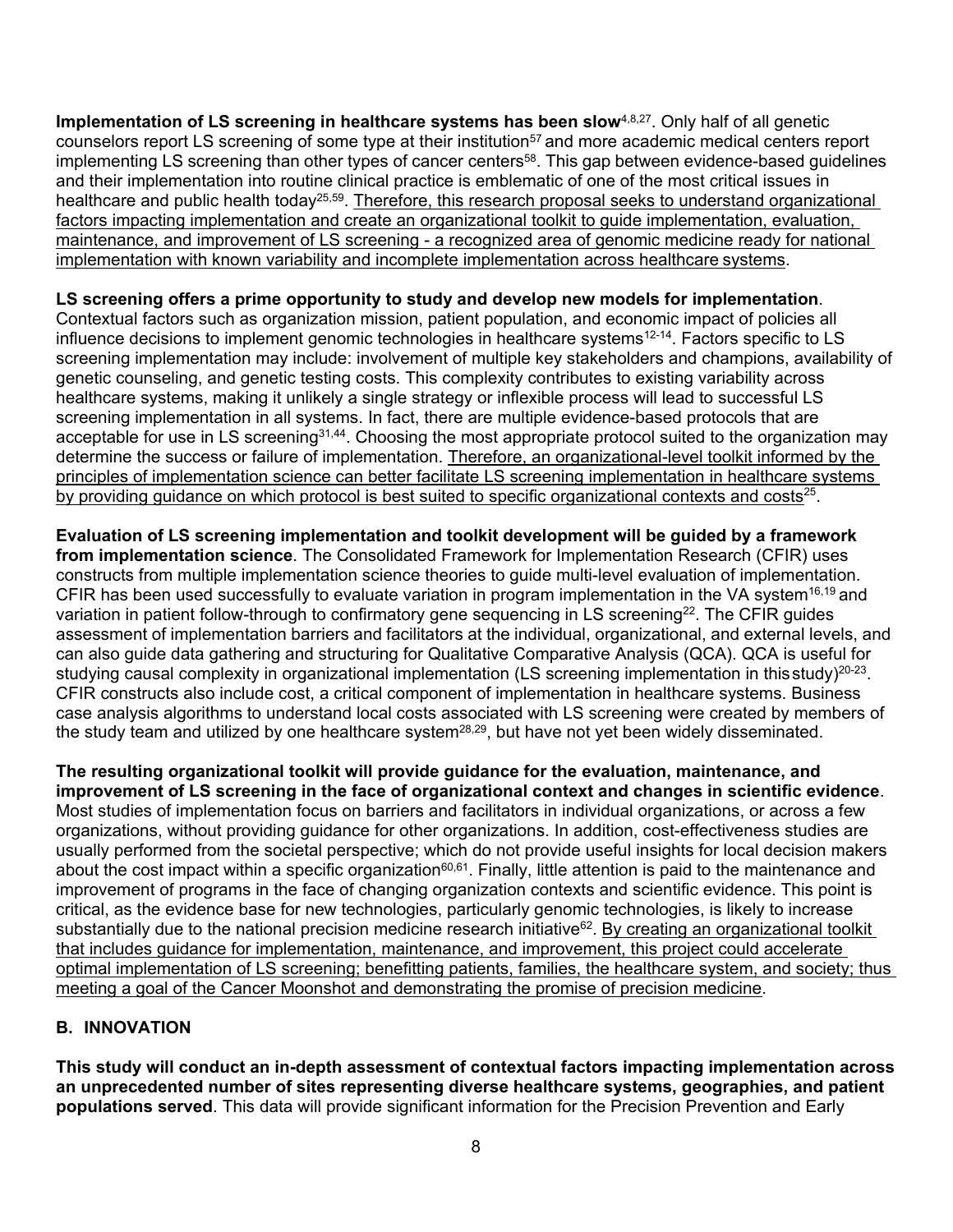**Implementation of LS screening in healthcare systems has been slow**[4,8,27]. Only half of all genetic counselors report LS screening of some type at their institution[57] and more academic medical centers report implementing LS screening than other types of cancer centers[58]. This gap between evidence-based guidelines and their implementation into routine clinical practice is emblematic of one of the most critical issues in healthcare and public health today[25,59]. Therefore, this research proposal seeks to understand organizational factors impacting implementation and create an organizational toolkit to guide implementation, evaluation, maintenance, and improvement of LS screening - a recognized area of genomic medicine ready for national implementation with known variability and incomplete implementation across healthcare systems.

**LS screening offers a prime opportunity to study and develop new models for implementation**. Contextual factors such as organization mission, patient population, and economic impact of policies all influence decisions to implement genomic technologies in healthcare systems[12-14]. Factors specific to LS screening implementation may include: involvement of multiple key stakeholders and champions, availability of genetic counseling, and genetic testing costs. This complexity contributes to existing variability across healthcare systems, making it unlikely a single strategy or inflexible process will lead to successful LS screening implementation in all systems. In fact, there are multiple evidence-based protocols that are acceptable for use in LS screening[31,44]. Choosing the most appropriate protocol suited to the organization may determine the success or failure of implementation. Therefore, an organizational-level toolkit informed by the principles of implementation science can better facilitate LS screening implementation in healthcare systems by providing guidance on which protocol is best suited to specific organizational contexts and costs[25].

**Evaluation of LS screening implementation and toolkit development will be guided by a framework from implementation science**. The Consolidated Framework for Implementation Research (CFIR) uses constructs from multiple implementation science theories to guide multi-level evaluation of implementation. CFIR has been used successfully to evaluate variation in program implementation in the VA system[16,19] and variation in patient follow-through to confirmatory gene sequencing in LS screening[22]. The CFIR guides assessment of implementation barriers and facilitators at the individual, organizational, and external levels, and can also guide data gathering and structuring for Qualitative Comparative Analysis (QCA). QCA is useful for studying causal complexity in organizational implementation (LS screening implementation in this study)[20-23]. CFIR constructs also include cost, a critical component of implementation in healthcare systems. Business case analysis algorithms to understand local costs associated with LS screening were created by members of the study team and utilized by one healthcare system[28,29], but have not yet been widely disseminated.

**The resulting organizational toolkit will provide guidance for the evaluation, maintenance, and improvement of LS screening in the face of organizational context and changes in scientific evidence**. Most studies of implementation focus on barriers and facilitators in individual organizations, or across a few organizations, without providing guidance for other organizations. In addition, cost-effectiveness studies are usually performed from the societal perspective; which do not provide useful insights for local decision makers about the cost impact within a specific organization[60,61]. Finally, little attention is paid to the maintenance and improvement of programs in the face of changing organization contexts and scientific evidence. This point is critical, as the evidence base for new technologies, particularly genomic technologies, is likely to increase substantially due to the national precision medicine research initiative[62]. By creating an organizational toolkit that includes guidance for implementation, maintenance, and improvement, this project could accelerate optimal implementation of LS screening; benefitting patients, families, the healthcare system, and society; thus meeting a goal of the Cancer Moonshot and demonstrating the promise of precision medicine.

## B. INNOVATION

**This study will conduct an in-depth assessment of contextual factors impacting implementation across an unprecedented number of sites representing diverse healthcare systems, geographies, and patient populations served**. This data will provide significant information for the Precision Prevention and Early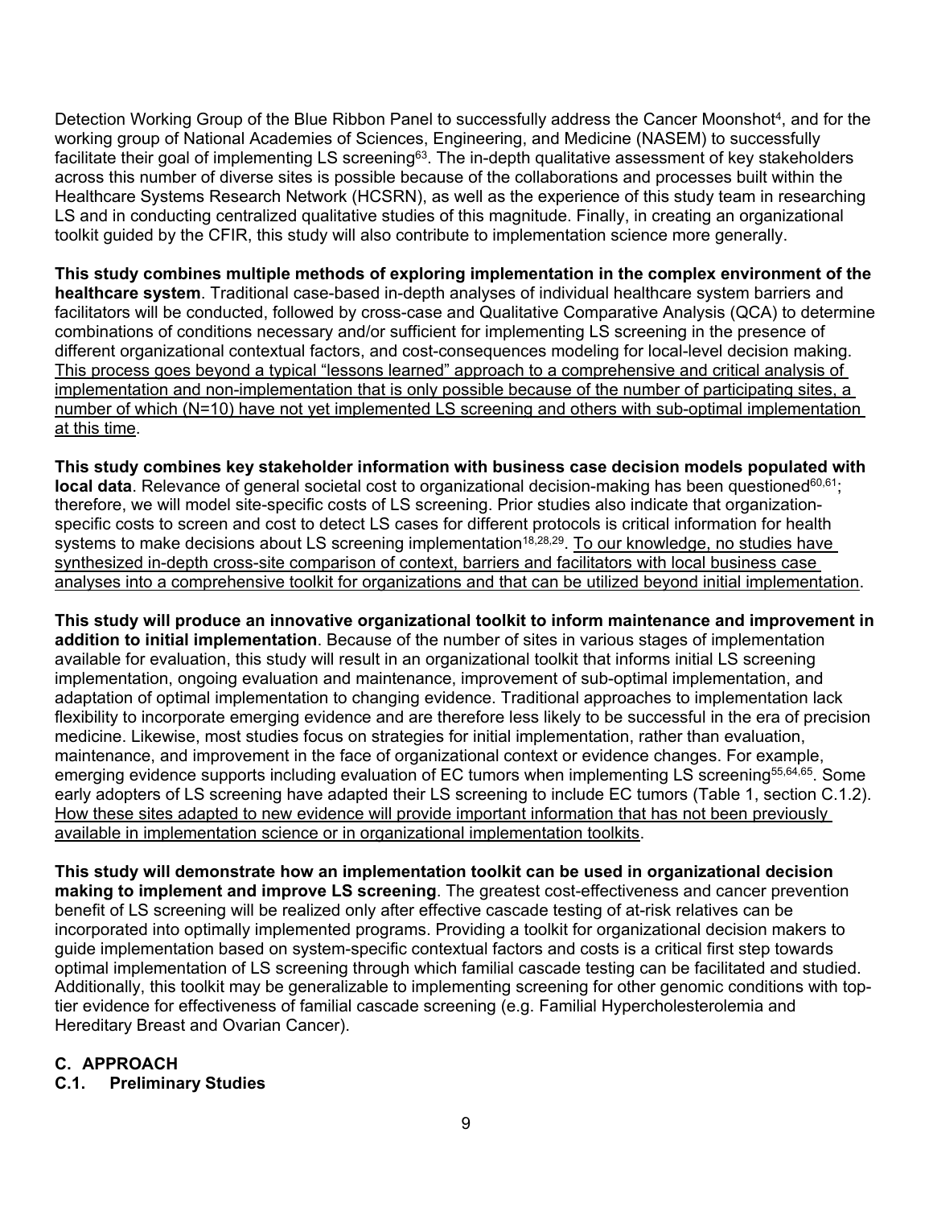Detection Working Group of the Blue Ribbon Panel to successfully address the Cancer Moonshot[4], and for the working group of National Academies of Sciences, Engineering, and Medicine (NASEM) to successfully facilitate their goal of implementing LS screening[63]. The in-depth qualitative assessment of key stakeholders across this number of diverse sites is possible because of the collaborations and processes built within the Healthcare Systems Research Network (HCSRN), as well as the experience of this study team in researching LS and in conducting centralized qualitative studies of this magnitude. Finally, in creating an organizational toolkit guided by the CFIR, this study will also contribute to implementation science more generally.

**This study combines multiple methods of exploring implementation in the complex environment of the healthcare system**. Traditional case-based in-depth analyses of individual healthcare system barriers and facilitators will be conducted, followed by cross-case and Qualitative Comparative Analysis (QCA) to determine combinations of conditions necessary and/or sufficient for implementing LS screening in the presence of different organizational contextual factors, and cost-consequences modeling for local-level decision making. <u>This process goes beyond a typical "lessons learned" approach to a comprehensive and critical analysis of implementation and non-implementation that is only possible because of the number of participating sites, a number of which (N=10) have not yet implemented LS screening and others with sub-optimal implementation at this time</u>.

**This study combines key stakeholder information with business case decision models populated with local data**. Relevance of general societal cost to organizational decision-making has been questioned[60,61]; therefore, we will model site-specific costs of LS screening. Prior studies also indicate that organization-specific costs to screen and cost to detect LS cases for different protocols is critical information for health systems to make decisions about LS screening implementation[18,28,29]. <u>To our knowledge, no studies have synthesized in-depth cross-site comparison of context, barriers and facilitators with local business case analyses into a comprehensive toolkit for organizations and that can be utilized beyond initial implementation</u>.

**This study will produce an innovative organizational toolkit to inform maintenance and improvement in addition to initial implementation**. Because of the number of sites in various stages of implementation available for evaluation, this study will result in an organizational toolkit that informs initial LS screening implementation, ongoing evaluation and maintenance, improvement of sub-optimal implementation, and adaptation of optimal implementation to changing evidence. Traditional approaches to implementation lack flexibility to incorporate emerging evidence and are therefore less likely to be successful in the era of precision medicine. Likewise, most studies focus on strategies for initial implementation, rather than evaluation, maintenance, and improvement in the face of organizational context or evidence changes. For example, emerging evidence supports including evaluation of EC tumors when implementing LS screening[55,64,65]. Some early adopters of LS screening have adapted their LS screening to include EC tumors (Table 1, section C.1.2). <u>How these sites adapted to new evidence will provide important information that has not been previously available in implementation science or in organizational implementation toolkits</u>.

**This study will demonstrate how an implementation toolkit can be used in organizational decision making to implement and improve LS screening**. The greatest cost-effectiveness and cancer prevention benefit of LS screening will be realized only after effective cascade testing of at-risk relatives can be incorporated into optimally implemented programs. Providing a toolkit for organizational decision makers to guide implementation based on system-specific contextual factors and costs is a critical first step towards optimal implementation of LS screening through which familial cascade testing can be facilitated and studied. Additionally, this toolkit may be generalizable to implementing screening for other genomic conditions with top-tier evidence for effectiveness of familial cascade screening (e.g. Familial Hypercholesterolemia and Hereditary Breast and Ovarian Cancer).

## C. APPROACH

### C.1. Preliminary Studies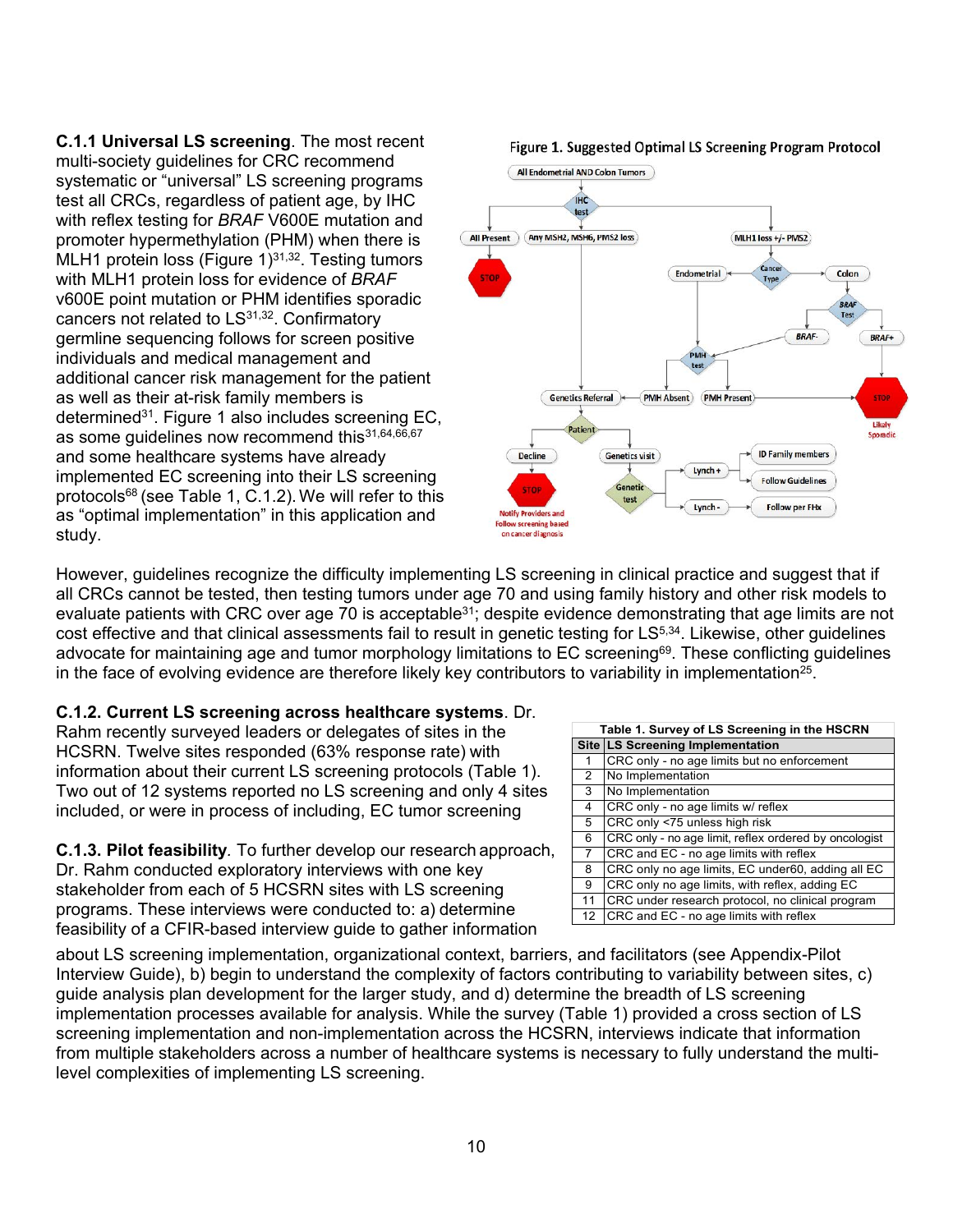**C.1.1 Universal LS screening**. The most recent multi-society guidelines for CRC recommend systematic or "universal" LS screening programs test all CRCs, regardless of patient age, by IHC with reflex testing for *BRAF* V600E mutation and promoter hypermethylation (PHM) when there is MLH1 protein loss (Figure 1)[31,32]. Testing tumors with MLH1 protein loss for evidence of *BRAF* v600E point mutation or PHM identifies sporadic cancers not related to LS[31,32]. Confirmatory germline sequencing follows for screen positive individuals and medical management and additional cancer risk management for the patient as well as their at-risk family members is determined[31]. Figure 1 also includes screening EC, as some guidelines now recommend this[31,64,66,67] and some healthcare systems have already implemented EC screening into their LS screening protocols[68] (see Table 1, C.1.2). We will refer to this as "optimal implementation" in this application and study.

Figure 1. Suggested Optimal LS Screening Program Protocol

However, guidelines recognize the difficulty implementing LS screening in clinical practice and suggest that if all CRCs cannot be tested, then testing tumors under age 70 and using family history and other risk models to evaluate patients with CRC over age 70 is acceptable[31]; despite evidence demonstrating that age limits are not cost effective and that clinical assessments fail to result in genetic testing for LS[5,34]. Likewise, other guidelines advocate for maintaining age and tumor morphology limitations to EC screening[69]. These conflicting guidelines in the face of evolving evidence are therefore likely key contributors to variability in implementation[25].

**C.1.2. Current LS screening across healthcare systems**. Dr. Rahm recently surveyed leaders or delegates of sites in the HCSRN. Twelve sites responded (63% response rate) with information about their current LS screening protocols (Table 1). Two out of 12 systems reported no LS screening and only 4 sites included, or were in process of including, EC tumor screening

**Table 1. Survey of LS Screening in the HSCRN**

| Site | LS Screening Implementation |
|---|---|
| 1 | CRC only - no age limits but no enforcement |
| 2 | No Implementation |
| 3 | No Implementation |
| 4 | CRC only - no age limits w/ reflex |
| 5 | CRC only <75 unless high risk |
| 6 | CRC only - no age limit, reflex ordered by oncologist |
| 7 | CRC and EC - no age limits with reflex |
| 8 | CRC only no age limits, EC under60, adding all EC |
| 9 | CRC only no age limits, with reflex, adding EC |
| 11 | CRC under research protocol, no clinical program |
| 12 | CRC and EC - no age limits with reflex |

**C.1.3. Pilot feasibility**. To further develop our research approach, Dr. Rahm conducted exploratory interviews with one key stakeholder from each of 5 HCSRN sites with LS screening programs. These interviews were conducted to: a) determine feasibility of a CFIR-based interview guide to gather information about LS screening implementation, organizational context, barriers, and facilitators (see Appendix-Pilot Interview Guide), b) begin to understand the complexity of factors contributing to variability between sites, c) guide analysis plan development for the larger study, and d) determine the breadth of LS screening implementation processes available for analysis. While the survey (Table 1) provided a cross section of LS screening implementation and non-implementation across the HCSRN, interviews indicate that information from multiple stakeholders across a number of healthcare systems is necessary to fully understand the multi-level complexities of implementing LS screening.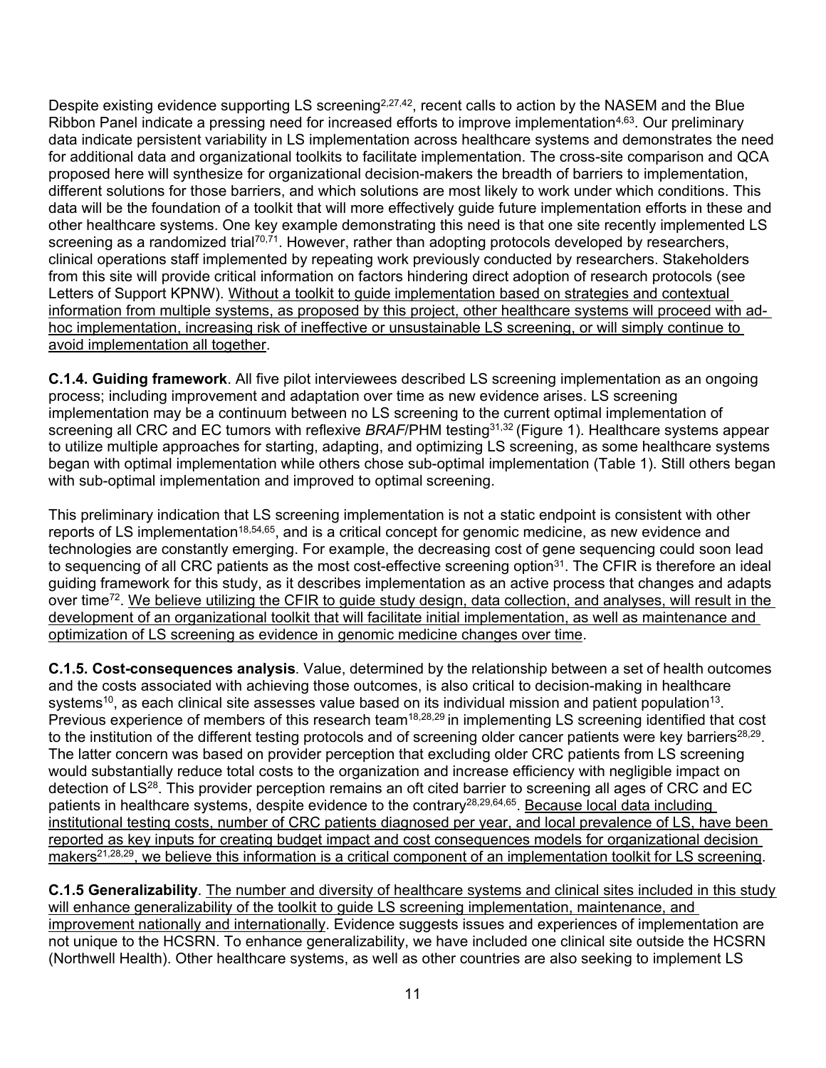Despite existing evidence supporting LS screening[2,27,42], recent calls to action by the NASEM and the Blue Ribbon Panel indicate a pressing need for increased efforts to improve implementation[4,63]. Our preliminary data indicate persistent variability in LS implementation across healthcare systems and demonstrates the need for additional data and organizational toolkits to facilitate implementation. The cross-site comparison and QCA proposed here will synthesize for organizational decision-makers the breadth of barriers to implementation, different solutions for those barriers, and which solutions are most likely to work under which conditions. This data will be the foundation of a toolkit that will more effectively guide future implementation efforts in these and other healthcare systems. One key example demonstrating this need is that one site recently implemented LS screening as a randomized trial[70,71]. However, rather than adopting protocols developed by researchers, clinical operations staff implemented by repeating work previously conducted by researchers. Stakeholders from this site will provide critical information on factors hindering direct adoption of research protocols (see Letters of Support KPNW). <u>Without a toolkit to guide implementation based on strategies and contextual information from multiple systems, as proposed by this project, other healthcare systems will proceed with ad-hoc implementation, increasing risk of ineffective or unsustainable LS screening, or will simply continue to avoid implementation all together</u>.

**C.1.4. Guiding framework**. All five pilot interviewees described LS screening implementation as an ongoing process; including improvement and adaptation over time as new evidence arises. LS screening implementation may be a continuum between no LS screening to the current optimal implementation of screening all CRC and EC tumors with reflexive *BRAF*/PHM testing[31,32] (Figure 1). Healthcare systems appear to utilize multiple approaches for starting, adapting, and optimizing LS screening, as some healthcare systems began with optimal implementation while others chose sub-optimal implementation (Table 1). Still others began with sub-optimal implementation and improved to optimal screening.

This preliminary indication that LS screening implementation is not a static endpoint is consistent with other reports of LS implementation[18,54,65], and is a critical concept for genomic medicine, as new evidence and technologies are constantly emerging. For example, the decreasing cost of gene sequencing could soon lead to sequencing of all CRC patients as the most cost-effective screening option[31]. The CFIR is therefore an ideal guiding framework for this study, as it describes implementation as an active process that changes and adapts over time[72]. <u>We believe utilizing the CFIR to guide study design, data collection, and analyses, will result in the development of an organizational toolkit that will facilitate initial implementation, as well as maintenance and optimization of LS screening as evidence in genomic medicine changes over time</u>.

**C.1.5. Cost-consequences analysis**. Value, determined by the relationship between a set of health outcomes and the costs associated with achieving those outcomes, is also critical to decision-making in healthcare systems[10], as each clinical site assesses value based on its individual mission and patient population[13]. Previous experience of members of this research team[18,28,29] in implementing LS screening identified that cost to the institution of the different testing protocols and of screening older cancer patients were key barriers[28,29]. The latter concern was based on provider perception that excluding older CRC patients from LS screening would substantially reduce total costs to the organization and increase efficiency with negligible impact on detection of LS[28]. This provider perception remains an oft cited barrier to screening all ages of CRC and EC patients in healthcare systems, despite evidence to the contrary[28,29,64,65]. <u>Because local data including institutional testing costs, number of CRC patients diagnosed per year, and local prevalence of LS, have been reported as key inputs for creating budget impact and cost consequences models for organizational decision makers[21,28,29], we believe this information is a critical component of an implementation toolkit for LS screening</u>.

**C.1.5 Generalizability**. <u>The number and diversity of healthcare systems and clinical sites included in this study will enhance generalizability of the toolkit to guide LS screening implementation, maintenance, and improvement nationally and internationally</u>. Evidence suggests issues and experiences of implementation are not unique to the HCSRN. To enhance generalizability, we have included one clinical site outside the HCSRN (Northwell Health). Other healthcare systems, as well as other countries are also seeking to implement LS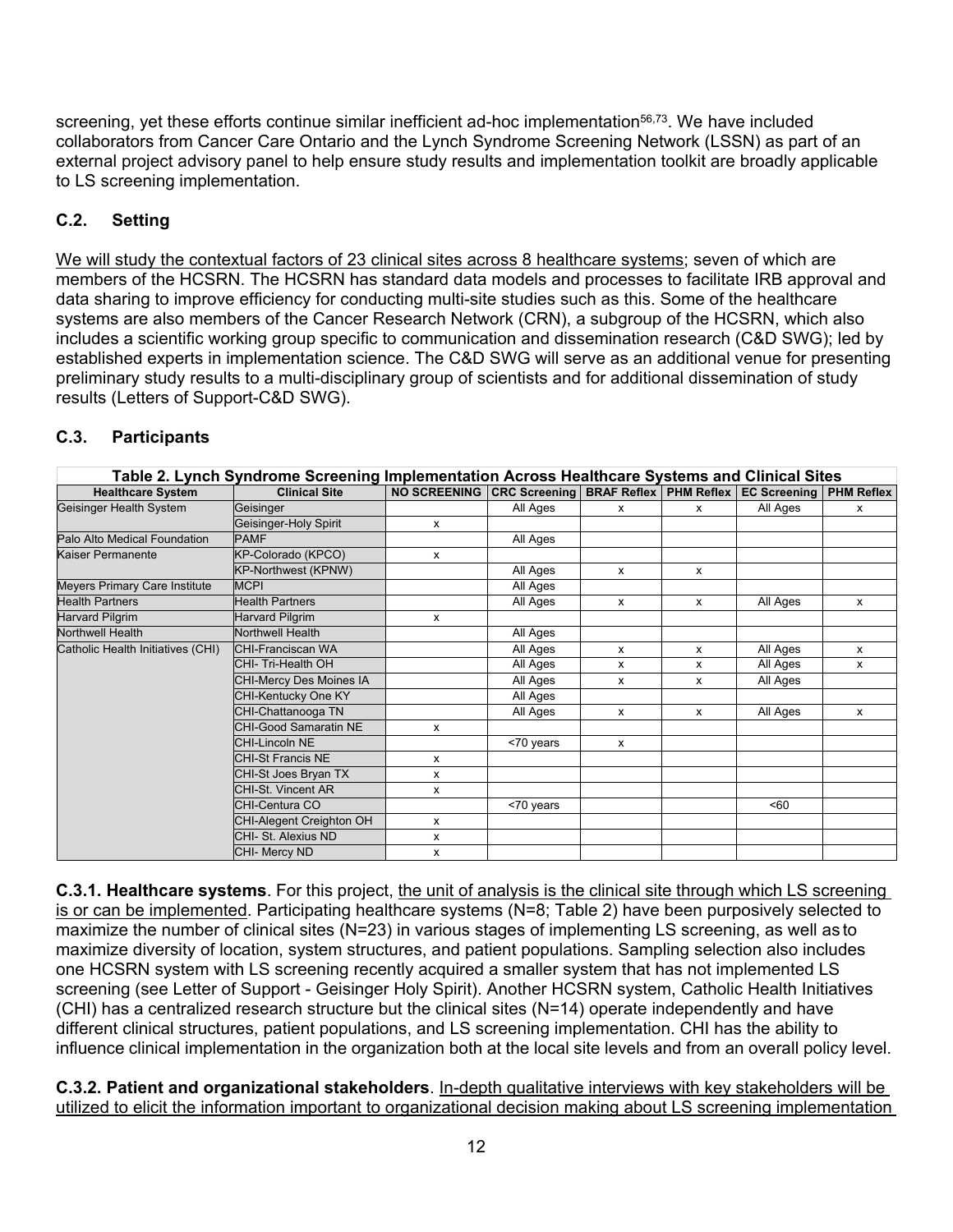screening, yet these efforts continue similar inefficient ad-hoc implementation[56,73]. We have included collaborators from Cancer Care Ontario and the Lynch Syndrome Screening Network (LSSN) as part of an external project advisory panel to help ensure study results and implementation toolkit are broadly applicable to LS screening implementation.

### C.2. Setting

We will study the contextual factors of 23 clinical sites across 8 healthcare systems; seven of which are members of the HCSRN. The HCSRN has standard data models and processes to facilitate IRB approval and data sharing to improve efficiency for conducting multi-site studies such as this. Some of the healthcare systems are also members of the Cancer Research Network (CRN), a subgroup of the HCSRN, which also includes a scientific working group specific to communication and dissemination research (C&D SWG); led by established experts in implementation science. The C&D SWG will serve as an additional venue for presenting preliminary study results to a multi-disciplinary group of scientists and for additional dissemination of study results (Letters of Support-C&D SWG).

### C.3. Participants

**Table 2. Lynch Syndrome Screening Implementation Across Healthcare Systems and Clinical Sites**

| Healthcare System | Clinical Site | NO SCREENING | CRC Screening | BRAF Reflex | PHM Reflex | EC Screening | PHM Reflex |
|---|---|---|---|---|---|---|---|
| Geisinger Health System | Geisinger | | All Ages | x | x | All Ages | x |
| | Geisinger-Holy Spirit | x | | | | | |
| Palo Alto Medical Foundation | PAMF | | All Ages | | | | |
| Kaiser Permanente | KP-Colorado (KPCO) | x | | | | | |
| | KP-Northwest (KPNW) | | All Ages | x | x | | |
| Meyers Primary Care Institute | MCPI | | All Ages | | | | |
| Health Partners | Health Partners | | All Ages | x | x | All Ages | x |
| Harvard Pilgrim | Harvard Pilgrim | x | | | | | |
| Northwell Health | Northwell Health | | All Ages | | | | |
| Catholic Health Initiatives (CHI) | CHI-Franciscan WA | | All Ages | x | x | All Ages | x |
| | CHI- Tri-Health OH | | All Ages | x | x | All Ages | x |
| | CHI-Mercy Des Moines IA | | All Ages | x | x | All Ages | |
| | CHI-Kentucky One KY | | All Ages | | | | |
| | CHI-Chattanooga TN | | All Ages | x | x | All Ages | x |
| | CHI-Good Samaratin NE | x | | | | | |
| | CHI-Lincoln NE | | <70 years | x | | | |
| | CHI-St Francis NE | x | | | | | |
| | CHI-St Joes Bryan TX | x | | | | | |
| | CHI-St. Vincent AR | x | | | | | |
| | CHI-Centura CO | | <70 years | | | <60 | |
| | CHI-Alegent Creighton OH | x | | | | | |
| | CHI- St. Alexius ND | x | | | | | |
| | CHI- Mercy ND | x | | | | | |

**C.3.1. Healthcare systems**. For this project, the unit of analysis is the clinical site through which LS screening is or can be implemented. Participating healthcare systems (N=8; Table 2) have been purposively selected to maximize the number of clinical sites (N=23) in various stages of implementing LS screening, as well as to maximize diversity of location, system structures, and patient populations. Sampling selection also includes one HCSRN system with LS screening recently acquired a smaller system that has not implemented LS screening (see Letter of Support - Geisinger Holy Spirit). Another HCSRN system, Catholic Health Initiatives (CHI) has a centralized research structure but the clinical sites (N=14) operate independently and have different clinical structures, patient populations, and LS screening implementation. CHI has the ability to influence clinical implementation in the organization both at the local site levels and from an overall policy level.

**C.3.2. Patient and organizational stakeholders**. In-depth qualitative interviews with key stakeholders will be utilized to elicit the information important to organizational decision making about LS screening implementation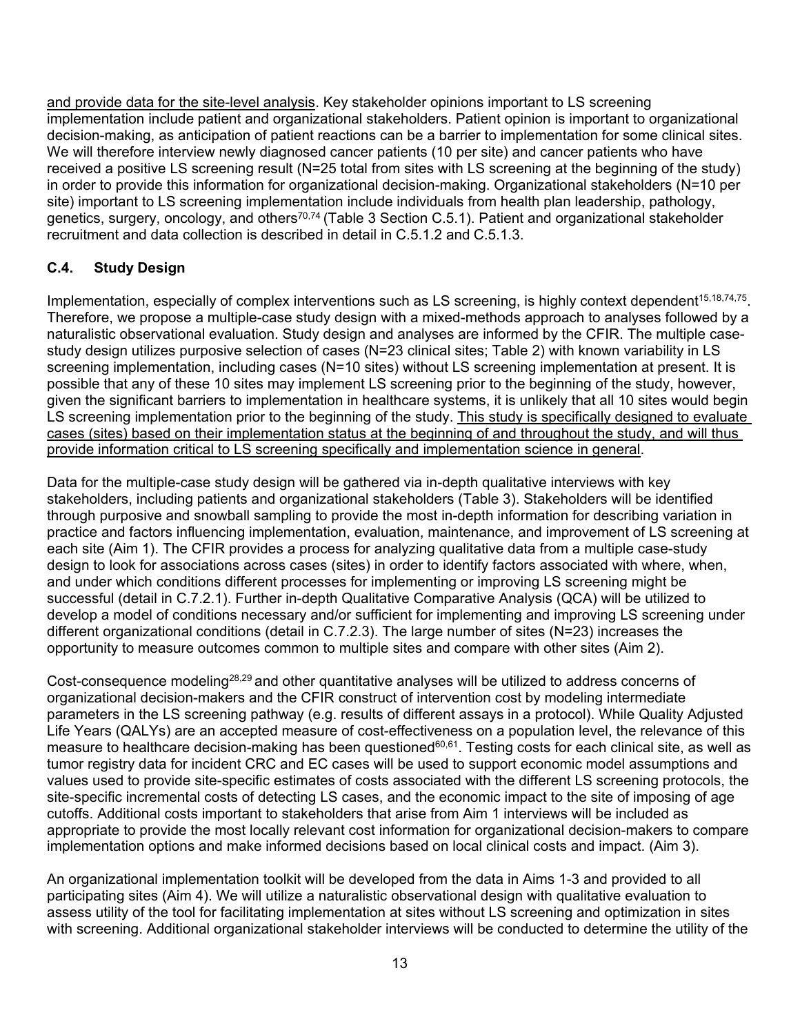and provide data for the site-level analysis. Key stakeholder opinions important to LS screening implementation include patient and organizational stakeholders. Patient opinion is important to organizational decision-making, as anticipation of patient reactions can be a barrier to implementation for some clinical sites. We will therefore interview newly diagnosed cancer patients (10 per site) and cancer patients who have received a positive LS screening result (N=25 total from sites with LS screening at the beginning of the study) in order to provide this information for organizational decision-making. Organizational stakeholders (N=10 per site) important to LS screening implementation include individuals from health plan leadership, pathology, genetics, surgery, oncology, and others[70,74] (Table 3 Section C.5.1). Patient and organizational stakeholder recruitment and data collection is described in detail in C.5.1.2 and C.5.1.3.

### C.4. Study Design

Implementation, especially of complex interventions such as LS screening, is highly context dependent[15,18,74,75]. Therefore, we propose a multiple-case study design with a mixed-methods approach to analyses followed by a naturalistic observational evaluation. Study design and analyses are informed by the CFIR. The multiple case-study design utilizes purposive selection of cases (N=23 clinical sites; Table 2) with known variability in LS screening implementation, including cases (N=10 sites) without LS screening implementation at present. It is possible that any of these 10 sites may implement LS screening prior to the beginning of the study, however, given the significant barriers to implementation in healthcare systems, it is unlikely that all 10 sites would begin LS screening implementation prior to the beginning of the study. This study is specifically designed to evaluate cases (sites) based on their implementation status at the beginning of and throughout the study, and will thus provide information critical to LS screening specifically and implementation science in general.

Data for the multiple-case study design will be gathered via in-depth qualitative interviews with key stakeholders, including patients and organizational stakeholders (Table 3). Stakeholders will be identified through purposive and snowball sampling to provide the most in-depth information for describing variation in practice and factors influencing implementation, evaluation, maintenance, and improvement of LS screening at each site (Aim 1). The CFIR provides a process for analyzing qualitative data from a multiple case-study design to look for associations across cases (sites) in order to identify factors associated with where, when, and under which conditions different processes for implementing or improving LS screening might be successful (detail in C.7.2.1). Further in-depth Qualitative Comparative Analysis (QCA) will be utilized to develop a model of conditions necessary and/or sufficient for implementing and improving LS screening under different organizational conditions (detail in C.7.2.3). The large number of sites (N=23) increases the opportunity to measure outcomes common to multiple sites and compare with other sites (Aim 2).

Cost-consequence modeling[28,29] and other quantitative analyses will be utilized to address concerns of organizational decision-makers and the CFIR construct of intervention cost by modeling intermediate parameters in the LS screening pathway (e.g. results of different assays in a protocol). While Quality Adjusted Life Years (QALYs) are an accepted measure of cost-effectiveness on a population level, the relevance of this measure to healthcare decision-making has been questioned[60,61]. Testing costs for each clinical site, as well as tumor registry data for incident CRC and EC cases will be used to support economic model assumptions and values used to provide site-specific estimates of costs associated with the different LS screening protocols, the site-specific incremental costs of detecting LS cases, and the economic impact to the site of imposing of age cutoffs. Additional costs important to stakeholders that arise from Aim 1 interviews will be included as appropriate to provide the most locally relevant cost information for organizational decision-makers to compare implementation options and make informed decisions based on local clinical costs and impact. (Aim 3).

An organizational implementation toolkit will be developed from the data in Aims 1-3 and provided to all participating sites (Aim 4). We will utilize a naturalistic observational design with qualitative evaluation to assess utility of the tool for facilitating implementation at sites without LS screening and optimization in sites with screening. Additional organizational stakeholder interviews will be conducted to determine the utility of the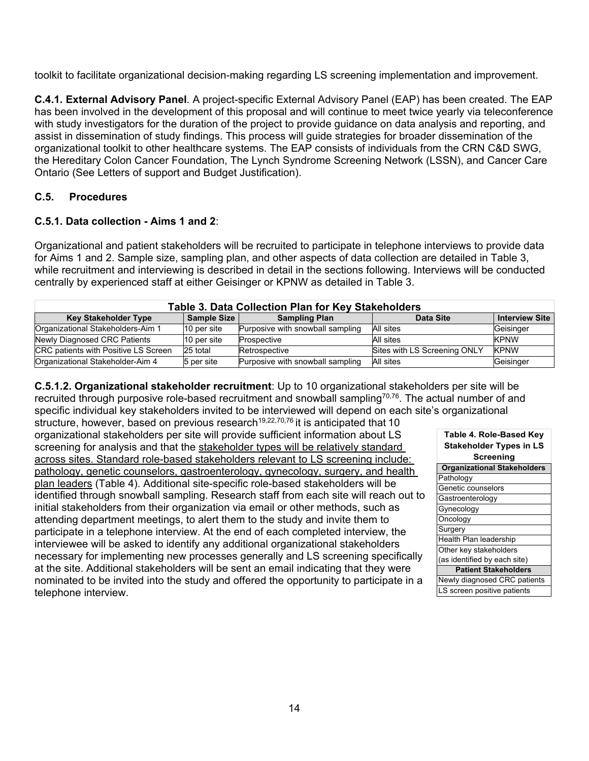toolkit to facilitate organizational decision-making regarding LS screening implementation and improvement.

**C.4.1. External Advisory Panel**. A project-specific External Advisory Panel (EAP) has been created. The EAP has been involved in the development of this proposal and will continue to meet twice yearly via teleconference with study investigators for the duration of the project to provide guidance on data analysis and reporting, and assist in dissemination of study findings. This process will guide strategies for broader dissemination of the organizational toolkit to other healthcare systems. The EAP consists of individuals from the CRN C&D SWG, the Hereditary Colon Cancer Foundation, The Lynch Syndrome Screening Network (LSSN), and Cancer Care Ontario (See Letters of support and Budget Justification).

### C.5. Procedures

#### C.5.1. Data collection - Aims 1 and 2:

Organizational and patient stakeholders will be recruited to participate in telephone interviews to provide data for Aims 1 and 2. Sample size, sampling plan, and other aspects of data collection are detailed in Table 3, while recruitment and interviewing is described in detail in the sections following. Interviews will be conducted centrally by experienced staff at either Geisinger or KPNW as detailed in Table 3.

**Table 3. Data Collection Plan for Key Stakeholders**

| Key Stakeholder Type | Sample Size | Sampling Plan | Data Site | Interview Site |
|---|---|---|---|---|
| Organizational Stakeholders-Aim 1 | 10 per site | Purposive with snowball sampling | All sites | Geisinger |
| Newly Diagnosed CRC Patients | 10 per site | Prospective | All sites | KPNW |
| CRC patients with Positive LS Screen | 25 total | Retrospective | Sites with LS Screening ONLY | KPNW |
| Organizational Stakeholder-Aim 4 | 5 per site | Purposive with snowball sampling | All sites | Geisinger |

**C.5.1.2. Organizational stakeholder recruitment**: Up to 10 organizational stakeholders per site will be recruited through purposive role-based recruitment and snowball sampling[70,76]. The actual number of and specific individual key stakeholders invited to be interviewed will depend on each site's organizational structure, however, based on previous research[19,22,70,76] it is anticipated that 10 organizational stakeholders per site will provide sufficient information about LS screening for analysis and that the stakeholder types will be relatively standard across sites. Standard role-based stakeholders relevant to LS screening include: pathology, genetic counselors, gastroenterology, gynecology, surgery, and health plan leaders (Table 4). Additional site-specific role-based stakeholders will be identified through snowball sampling. Research staff from each site will reach out to initial stakeholders from their organization via email or other methods, such as attending department meetings, to alert them to the study and invite them to participate in a telephone interview. At the end of each completed interview, the interviewee will be asked to identify any additional organizational stakeholders necessary for implementing new processes generally and LS screening specifically at the site. Additional stakeholders will be sent an email indicating that they were nominated to be invited into the study and offered the opportunity to participate in a telephone interview.

**Table 4. Role-Based Key Stakeholder Types in LS Screening**

| Organizational Stakeholders |
|---|
| Pathology |
| Genetic counselors |
| Gastroenterology |
| Gynecology |
| Oncology |
| Surgery |
| Health Plan leadership |
| Other key stakeholders (as identified by each site) |
| **Patient Stakeholders** |
| Newly diagnosed CRC patients |
| LS screen positive patients |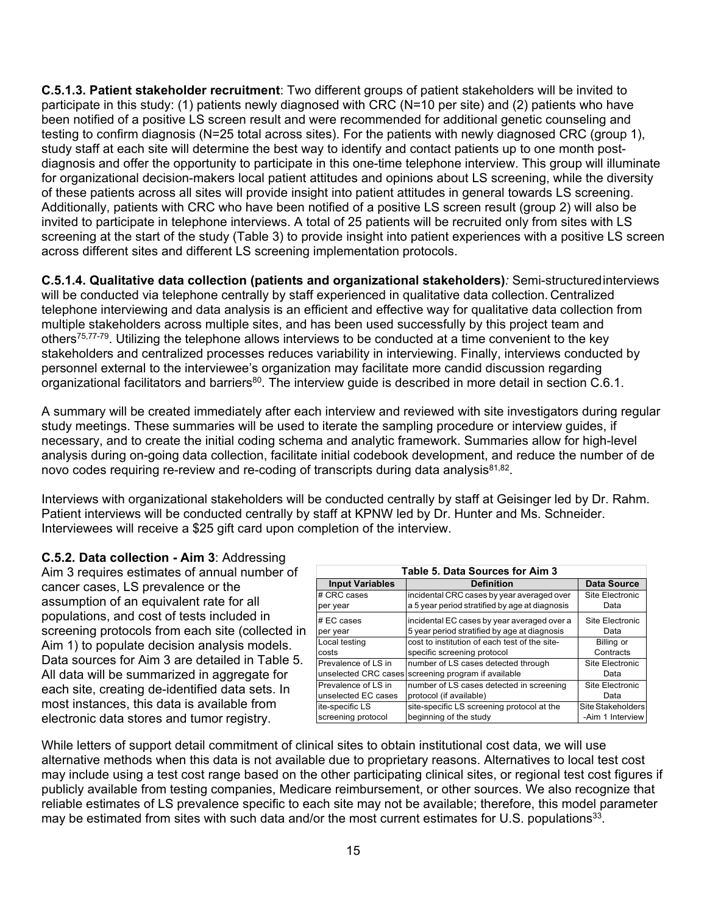**C.5.1.3. Patient stakeholder recruitment**: Two different groups of patient stakeholders will be invited to participate in this study: (1) patients newly diagnosed with CRC (N=10 per site) and (2) patients who have been notified of a positive LS screen result and were recommended for additional genetic counseling and testing to confirm diagnosis (N=25 total across sites). For the patients with newly diagnosed CRC (group 1), study staff at each site will determine the best way to identify and contact patients up to one month post-diagnosis and offer the opportunity to participate in this one-time telephone interview. This group will illuminate for organizational decision-makers local patient attitudes and opinions about LS screening, while the diversity of these patients across all sites will provide insight into patient attitudes in general towards LS screening. Additionally, patients with CRC who have been notified of a positive LS screen result (group 2) will also be invited to participate in telephone interviews. A total of 25 patients will be recruited only from sites with LS screening at the start of the study (Table 3) to provide insight into patient experiences with a positive LS screen across different sites and different LS screening implementation protocols.

**C.5.1.4. Qualitative data collection (patients and organizational stakeholders)***:* Semi-structured interviews will be conducted via telephone centrally by staff experienced in qualitative data collection. Centralized telephone interviewing and data analysis is an efficient and effective way for qualitative data collection from multiple stakeholders across multiple sites, and has been used successfully by this project team and others[75,77-79]. Utilizing the telephone allows interviews to be conducted at a time convenient to the key stakeholders and centralized processes reduces variability in interviewing. Finally, interviews conducted by personnel external to the interviewee's organization may facilitate more candid discussion regarding organizational facilitators and barriers[80]. The interview guide is described in more detail in section C.6.1.

A summary will be created immediately after each interview and reviewed with site investigators during regular study meetings. These summaries will be used to iterate the sampling procedure or interview guides, if necessary, and to create the initial coding schema and analytic framework. Summaries allow for high-level analysis during on-going data collection, facilitate initial codebook development, and reduce the number of de novo codes requiring re-review and re-coding of transcripts during data analysis[81,82].

Interviews with organizational stakeholders will be conducted centrally by staff at Geisinger led by Dr. Rahm. Patient interviews will be conducted centrally by staff at KPNW led by Dr. Hunter and Ms. Schneider. Interviewees will receive a $25 gift card upon completion of the interview.

**C.5.2. Data collection - Aim 3**: Addressing Aim 3 requires estimates of annual number of cancer cases, LS prevalence or the assumption of an equivalent rate for all populations, and cost of tests included in screening protocols from each site (collected in Aim 1) to populate decision analysis models. Data sources for Aim 3 are detailed in Table 5. All data will be summarized in aggregate for each site, creating de-identified data sets. In most instances, this data is available from electronic data stores and tumor registry.

**Table 5. Data Sources for Aim 3**

| Input Variables | Definition | Data Source |
|---|---|---|
| # CRC cases per year | incidental CRC cases by year averaged over a 5 year period stratified by age at diagnosis | Site Electronic Data |
| # EC cases per year | incidental EC cases by year averaged over a 5 year period stratified by age at diagnosis | Site Electronic Data |
| Local testing costs | cost to institution of each test of the site-specific screening protocol | Billing or Contracts |
| Prevalence of LS in unselected CRC cases | number of LS cases detected through screening program if available | Site Electronic Data |
| Prevalence of LS in unselected EC cases | number of LS cases detected in screening protocol (if available) | Site Electronic Data |
| ite-specific LS screening protocol | site-specific LS screening protocol at the beginning of the study | Site Stakeholders -Aim 1 Interview |

While letters of support detail commitment of clinical sites to obtain institutional cost data, we will use alternative methods when this data is not available due to proprietary reasons. Alternatives to local test cost may include using a test cost range based on the other participating clinical sites, or regional test cost figures if publicly available from testing companies, Medicare reimbursement, or other sources. We also recognize that reliable estimates of LS prevalence specific to each site may not be available; therefore, this model parameter may be estimated from sites with such data and/or the most current estimates for U.S. populations[33].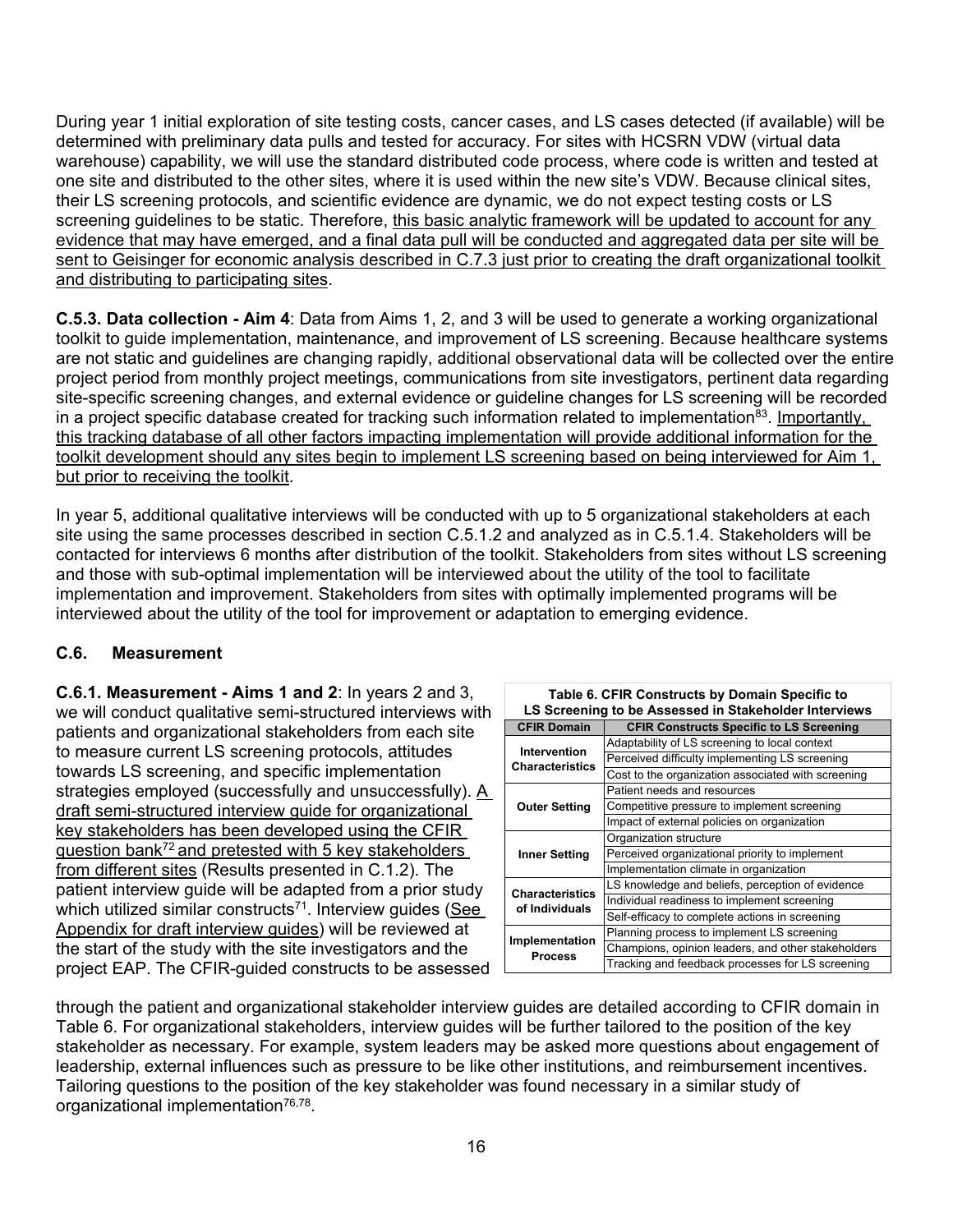During year 1 initial exploration of site testing costs, cancer cases, and LS cases detected (if available) will be determined with preliminary data pulls and tested for accuracy. For sites with HCSRN VDW (virtual data warehouse) capability, we will use the standard distributed code process, where code is written and tested at one site and distributed to the other sites, where it is used within the new site's VDW. Because clinical sites, their LS screening protocols, and scientific evidence are dynamic, we do not expect testing costs or LS screening guidelines to be static. Therefore, <u>this basic analytic framework will be updated to account for any evidence that may have emerged, and a final data pull will be conducted and aggregated data per site will be sent to Geisinger for economic analysis described in C.7.3 just prior to creating the draft organizational toolkit and distributing to participating sites</u>.

**C.5.3. Data collection - Aim 4**: Data from Aims 1, 2, and 3 will be used to generate a working organizational toolkit to guide implementation, maintenance, and improvement of LS screening. Because healthcare systems are not static and guidelines are changing rapidly, additional observational data will be collected over the entire project period from monthly project meetings, communications from site investigators, pertinent data regarding site-specific screening changes, and external evidence or guideline changes for LS screening will be recorded in a project specific database created for tracking such information related to implementation[83]. <u>Importantly, this tracking database of all other factors impacting implementation will provide additional information for the toolkit development should any sites begin to implement LS screening based on being interviewed for Aim 1, but prior to receiving the toolkit</u>.

In year 5, additional qualitative interviews will be conducted with up to 5 organizational stakeholders at each site using the same processes described in section C.5.1.2 and analyzed as in C.5.1.4. Stakeholders will be contacted for interviews 6 months after distribution of the toolkit. Stakeholders from sites without LS screening and those with sub-optimal implementation will be interviewed about the utility of the tool to facilitate implementation and improvement. Stakeholders from sites with optimally implemented programs will be interviewed about the utility of the tool for improvement or adaptation to emerging evidence.

## C.6. Measurement

**C.6.1. Measurement - Aims 1 and 2**: In years 2 and 3, we will conduct qualitative semi-structured interviews with patients and organizational stakeholders from each site to measure current LS screening protocols, attitudes towards LS screening, and specific implementation strategies employed (successfully and unsuccessfully). <u>A draft semi-structured interview guide for organizational key stakeholders has been developed using the CFIR question bank[72] and pretested with 5 key stakeholders from different sites</u> (Results presented in C.1.2). The patient interview guide will be adapted from a prior study which utilized similar constructs[71]. Interview guides (<u>See Appendix for draft interview guides</u>) will be reviewed at the start of the study with the site investigators and the project EAP. The CFIR-guided constructs to be assessed through the patient and organizational stakeholder interview guides are detailed according to CFIR domain in Table 6. For organizational stakeholders, interview guides will be further tailored to the position of the key stakeholder as necessary. For example, system leaders may be asked more questions about engagement of leadership, external influences such as pressure to be like other institutions, and reimbursement incentives. Tailoring questions to the position of the key stakeholder was found necessary in a similar study of organizational implementation[76,78].

**Table 6. CFIR Constructs by Domain Specific to LS Screening to be Assessed in Stakeholder Interviews**

| CFIR Domain | CFIR Constructs Specific to LS Screening |
|---|---|
| Intervention Characteristics | Adaptability of LS screening to local context |
| | Perceived difficulty implementing LS screening |
| | Cost to the organization associated with screening |
| Outer Setting | Patient needs and resources |
| | Competitive pressure to implement screening |
| | Impact of external policies on organization |
| Inner Setting | Organization structure |
| | Perceived organizational priority to implement |
| | Implementation climate in organization |
| Characteristics of Individuals | LS knowledge and beliefs, perception of evidence |
| | Individual readiness to implement screening |
| | Self-efficacy to complete actions in screening |
| Implementation Process | Planning process to implement LS screening |
| | Champions, opinion leaders, and other stakeholders |
| | Tracking and feedback processes for LS screening |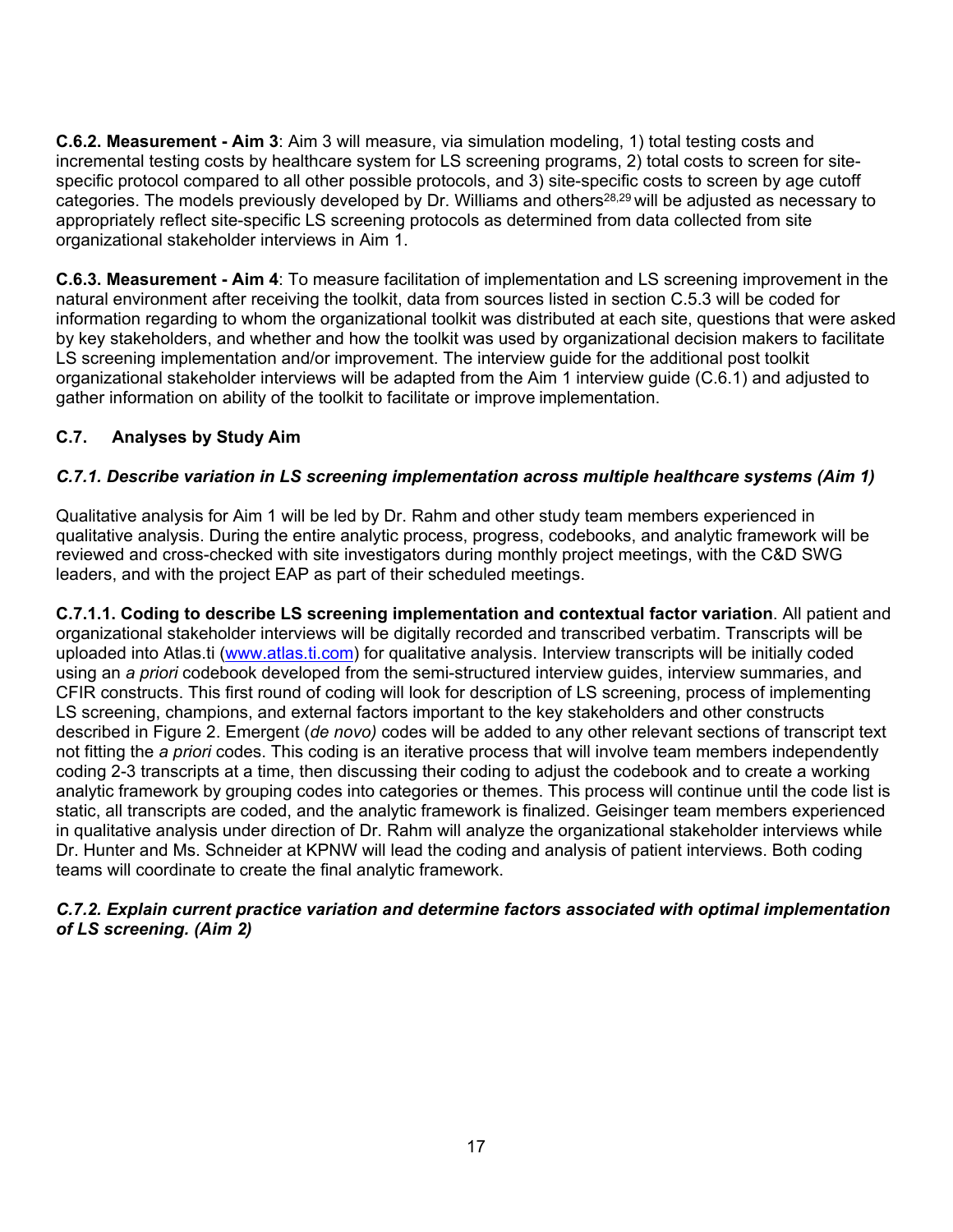**C.6.2. Measurement - Aim 3**: Aim 3 will measure, via simulation modeling, 1) total testing costs and incremental testing costs by healthcare system for LS screening programs, 2) total costs to screen for site-specific protocol compared to all other possible protocols, and 3) site-specific costs to screen by age cutoff categories. The models previously developed by Dr. Williams and others[28,29] will be adjusted as necessary to appropriately reflect site-specific LS screening protocols as determined from data collected from site organizational stakeholder interviews in Aim 1.

**C.6.3. Measurement - Aim 4**: To measure facilitation of implementation and LS screening improvement in the natural environment after receiving the toolkit, data from sources listed in section C.5.3 will be coded for information regarding to whom the organizational toolkit was distributed at each site, questions that were asked by key stakeholders, and whether and how the toolkit was used by organizational decision makers to facilitate LS screening implementation and/or improvement. The interview guide for the additional post toolkit organizational stakeholder interviews will be adapted from the Aim 1 interview guide (C.6.1) and adjusted to gather information on ability of the toolkit to facilitate or improve implementation.

## C.7. Analyses by Study Aim

### *C.7.1. Describe variation in LS screening implementation across multiple healthcare systems (Aim 1)*

Qualitative analysis for Aim 1 will be led by Dr. Rahm and other study team members experienced in qualitative analysis. During the entire analytic process, progress, codebooks, and analytic framework will be reviewed and cross-checked with site investigators during monthly project meetings, with the C&D SWG leaders, and with the project EAP as part of their scheduled meetings.

**C.7.1.1. Coding to describe LS screening implementation and contextual factor variation**. All patient and organizational stakeholder interviews will be digitally recorded and transcribed verbatim. Transcripts will be uploaded into Atlas.ti (www.atlas.ti.com) for qualitative analysis. Interview transcripts will be initially coded using an *a priori* codebook developed from the semi-structured interview guides, interview summaries, and CFIR constructs. This first round of coding will look for description of LS screening, process of implementing LS screening, champions, and external factors important to the key stakeholders and other constructs described in Figure 2. Emergent (*de novo)* codes will be added to any other relevant sections of transcript text not fitting the *a priori* codes. This coding is an iterative process that will involve team members independently coding 2-3 transcripts at a time, then discussing their coding to adjust the codebook and to create a working analytic framework by grouping codes into categories or themes. This process will continue until the code list is static, all transcripts are coded, and the analytic framework is finalized. Geisinger team members experienced in qualitative analysis under direction of Dr. Rahm will analyze the organizational stakeholder interviews while Dr. Hunter and Ms. Schneider at KPNW will lead the coding and analysis of patient interviews. Both coding teams will coordinate to create the final analytic framework.

### *C.7.2. Explain current practice variation and determine factors associated with optimal implementation of LS screening. (Aim 2)*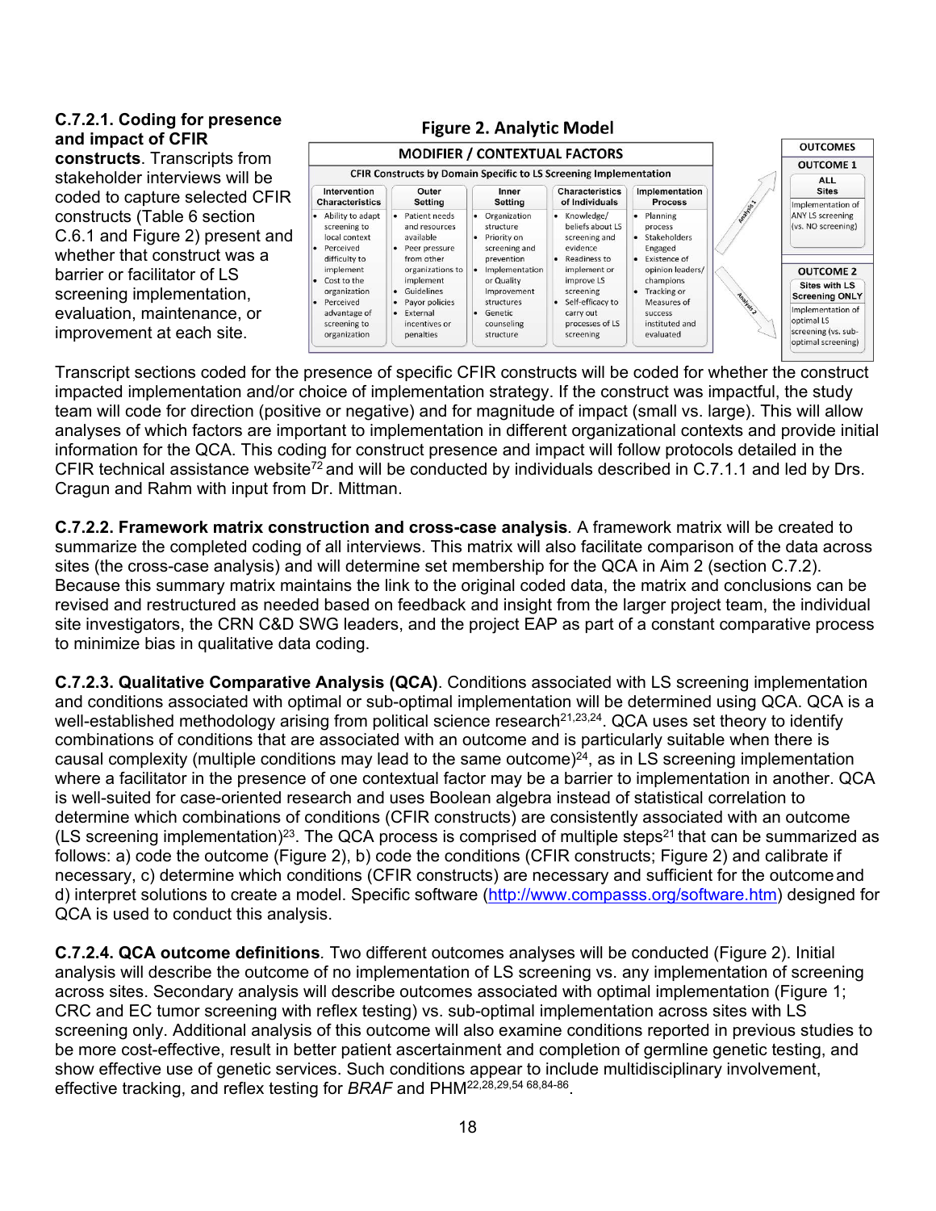**Figure 2. Analytic Model**

**MODIFIER / CONTEXTUAL FACTORS**

CFIR Constructs by Domain Specific to LS Screening Implementation

| Intervention Characteristics | Outer Setting | Inner Setting | Characteristics of Individuals | Implementation Process |
|---|---|---|---|---|
| • Ability to adapt screening to local context<br>• Perceived difficulty to implement<br>• Cost to the organization<br>• Perceived advantage of screening to organization | • Patient needs and resources available<br>• Peer pressure from other organizations to implement<br>• Guidelines<br>• Payor policies<br>• External incentives or penalties | • Organization structure<br>• Priority on screening and prevention<br>• Implementation or Quality Improvement structures<br>• Genetic counseling structure | • Knowledge/ beliefs about LS screening and evidence<br>• Readiness to implement or improve LS screening<br>• Self-efficacy to carry out processes of LS screening | • Planning process<br>• Stakeholders Engaged<br>• Existence of opinion leaders/ champions<br>• Tracking or Measures of success instituted and evaluated |

Analysis 1 → **OUTCOMES — OUTCOME 1** (ALL Sites): Implementation of ANY LS screening (vs. NO screening)

Analysis 2 → **OUTCOME 2** (Sites with LS Screening ONLY): Implementation of optimal LS screening (vs. sub-optimal screening)

**C.7.2.1. Coding for presence and impact of CFIR constructs**. Transcripts from stakeholder interviews will be coded to capture selected CFIR constructs (Table 6 section C.6.1 and Figure 2) present and whether that construct was a barrier or facilitator of LS screening implementation, evaluation, maintenance, or improvement at each site.

Transcript sections coded for the presence of specific CFIR constructs will be coded for whether the construct impacted implementation and/or choice of implementation strategy. If the construct was impactful, the study team will code for direction (positive or negative) and for magnitude of impact (small vs. large). This will allow analyses of which factors are important to implementation in different organizational contexts and provide initial information for the QCA. This coding for construct presence and impact will follow protocols detailed in the CFIR technical assistance website[72] and will be conducted by individuals described in C.7.1.1 and led by Drs. Cragun and Rahm with input from Dr. Mittman.

**C.7.2.2. Framework matrix construction and cross-case analysis**. A framework matrix will be created to summarize the completed coding of all interviews. This matrix will also facilitate comparison of the data across sites (the cross-case analysis) and will determine set membership for the QCA in Aim 2 (section C.7.2). Because this summary matrix maintains the link to the original coded data, the matrix and conclusions can be revised and restructured as needed based on feedback and insight from the larger project team, the individual site investigators, the CRN C&D SWG leaders, and the project EAP as part of a constant comparative process to minimize bias in qualitative data coding.

**C.7.2.3. Qualitative Comparative Analysis (QCA)**. Conditions associated with LS screening implementation and conditions associated with optimal or sub-optimal implementation will be determined using QCA. QCA is a well-established methodology arising from political science research[21,23,24]. QCA uses set theory to identify combinations of conditions that are associated with an outcome and is particularly suitable when there is causal complexity (multiple conditions may lead to the same outcome)[24], as in LS screening implementation where a facilitator in the presence of one contextual factor may be a barrier to implementation in another. QCA is well-suited for case-oriented research and uses Boolean algebra instead of statistical correlation to determine which combinations of conditions (CFIR constructs) are consistently associated with an outcome (LS screening implementation)[23]. The QCA process is comprised of multiple steps[21] that can be summarized as follows: a) code the outcome (Figure 2), b) code the conditions (CFIR constructs; Figure 2) and calibrate if necessary, c) determine which conditions (CFIR constructs) are necessary and sufficient for the outcome and d) interpret solutions to create a model. Specific software (http://www.compasss.org/software.htm) designed for QCA is used to conduct this analysis.

**C.7.2.4. QCA outcome definitions**. Two different outcomes analyses will be conducted (Figure 2). Initial analysis will describe the outcome of no implementation of LS screening vs. any implementation of screening across sites. Secondary analysis will describe outcomes associated with optimal implementation (Figure 1; CRC and EC tumor screening with reflex testing) vs. sub-optimal implementation across sites with LS screening only. Additional analysis of this outcome will also examine conditions reported in previous studies to be more cost-effective, result in better patient ascertainment and completion of germline genetic testing, and show effective use of genetic services. Such conditions appear to include multidisciplinary involvement, effective tracking, and reflex testing for *BRAF* and PHM[22,28,29,54 68,84-86].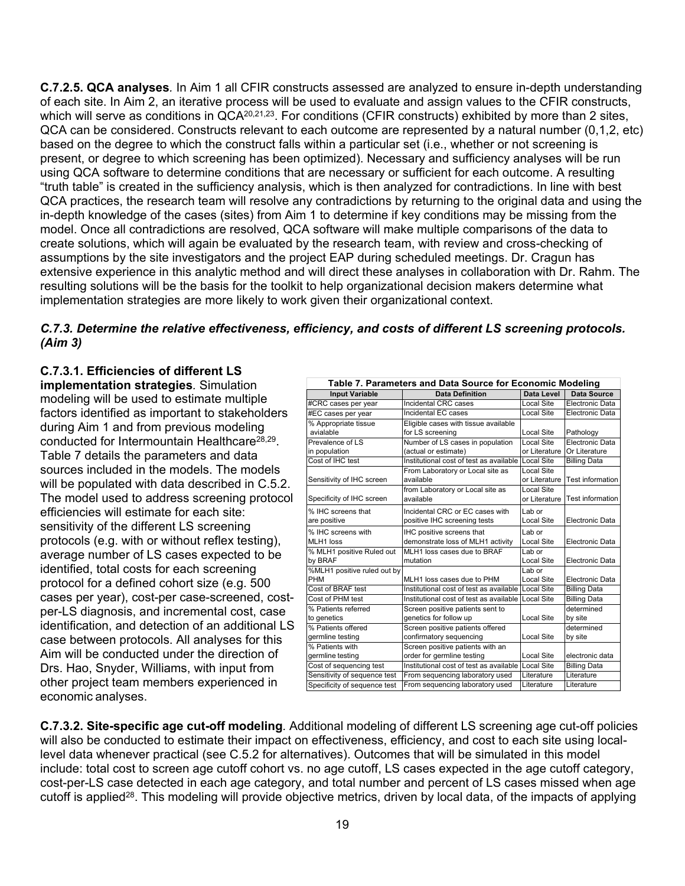**C.7.2.5. QCA analyses**. In Aim 1 all CFIR constructs assessed are analyzed to ensure in-depth understanding of each site. In Aim 2, an iterative process will be used to evaluate and assign values to the CFIR constructs, which will serve as conditions in QCA[20,21,23]. For conditions (CFIR constructs) exhibited by more than 2 sites, QCA can be considered. Constructs relevant to each outcome are represented by a natural number (0,1,2, etc) based on the degree to which the construct falls within a particular set (i.e., whether or not screening is present, or degree to which screening has been optimized). Necessary and sufficiency analyses will be run using QCA software to determine conditions that are necessary or sufficient for each outcome. A resulting "truth table" is created in the sufficiency analysis, which is then analyzed for contradictions. In line with best QCA practices, the research team will resolve any contradictions by returning to the original data and using the in-depth knowledge of the cases (sites) from Aim 1 to determine if key conditions may be missing from the model. Once all contradictions are resolved, QCA software will make multiple comparisons of the data to create solutions, which will again be evaluated by the research team, with review and cross-checking of assumptions by the site investigators and the project EAP during scheduled meetings. Dr. Cragun has extensive experience in this analytic method and will direct these analyses in collaboration with Dr. Rahm. The resulting solutions will be the basis for the toolkit to help organizational decision makers determine what implementation strategies are more likely to work given their organizational context.

### *C.7.3. Determine the relative effectiveness, efficiency, and costs of different LS screening protocols. (Aim 3)*

**C.7.3.1. Efficiencies of different LS implementation strategies**. Simulation modeling will be used to estimate multiple factors identified as important to stakeholders during Aim 1 and from previous modeling conducted for Intermountain Healthcare[28,29]. Table 7 details the parameters and data sources included in the models. The models will be populated with data described in C.5.2. The model used to address screening protocol efficiencies will estimate for each site: sensitivity of the different LS screening protocols (e.g. with or without reflex testing), average number of LS cases expected to be identified, total costs for each screening protocol for a defined cohort size (e.g. 500 cases per year), cost-per case-screened, cost-per-LS diagnosis, and incremental cost, case identification, and detection of an additional LS case between protocols. All analyses for this Aim will be conducted under the direction of Drs. Hao, Snyder, Williams, with input from other project team members experienced in economic analyses.

**Table 7. Parameters and Data Source for Economic Modeling**

| Input Variable | Data Definition | Data Level | Data Source |
|---|---|---|---|
| #CRC cases per year | Incidental CRC cases | Local Site | Electronic Data |
| #EC cases per year | Incidental EC cases | Local Site | Electronic Data |
| % Appropriate tissue avialable | Eligible cases with tissue available for LS screening | Local Site | Pathology |
| Prevalence of LS in population | Number of LS cases in population (actual or estimate) | Local Site or Literature | Electronic Data Or Literature |
| Cost of IHC test | Institutional cost of test as available | Local Site | Billing Data |
| Sensitivity of IHC screen | From Laboratory or Local site as available | Local Site or Literature | Test information |
| Specificity of IHC screen | from Laboratory or Local site as available | Local Site or Literature | Test information |
| % IHC screens that are positive | Incidental CRC or EC cases with positive IHC screening tests | Lab or Local Site | Electronic Data |
| % IHC screens with MLH1 loss | IHC positive screens that demonstrate loss of MLH1 activity | Lab or Local Site | Electronic Data |
| % MLH1 positive Ruled out by BRAF | MLH1 loss cases due to BRAF mutation | Lab or Local Site | Electronic Data |
| %MLH1 positive ruled out by PHM | MLH1 loss cases due to PHM | Lab or Local Site | Electronic Data |
| Cost of BRAF test | Institutional cost of test as available | Local Site | Billing Data |
| Cost of PHM test | Institutional cost of test as available | Local Site | Billing Data |
| % Patients referred to genetics | Screen positive patients sent to genetics for follow up | Local Site | determined by site |
| % Patients offered germline testing | Screen positive patients offered confirmatory sequencing | Local Site | determined by site |
| % Patients with germline testing | Screen positive patients with an order for germline testing | Local Site | electronic data |
| Cost of sequencing test | Institutional cost of test as available | Local Site | Billing Data |
| Sensitivity of sequence test | From sequencing laboratory used | Literature | Literature |
| Specificity of sequence test | From sequencing laboratory used | Literature | Literature |

**C.7.3.2. Site-specific age cut-off modeling**. Additional modeling of different LS screening age cut-off policies will also be conducted to estimate their impact on effectiveness, efficiency, and cost to each site using local-level data whenever practical (see C.5.2 for alternatives). Outcomes that will be simulated in this model include: total cost to screen age cutoff cohort vs. no age cutoff, LS cases expected in the age cutoff category, cost-per-LS case detected in each age category, and total number and percent of LS cases missed when age cutoff is applied[28]. This modeling will provide objective metrics, driven by local data, of the impacts of applying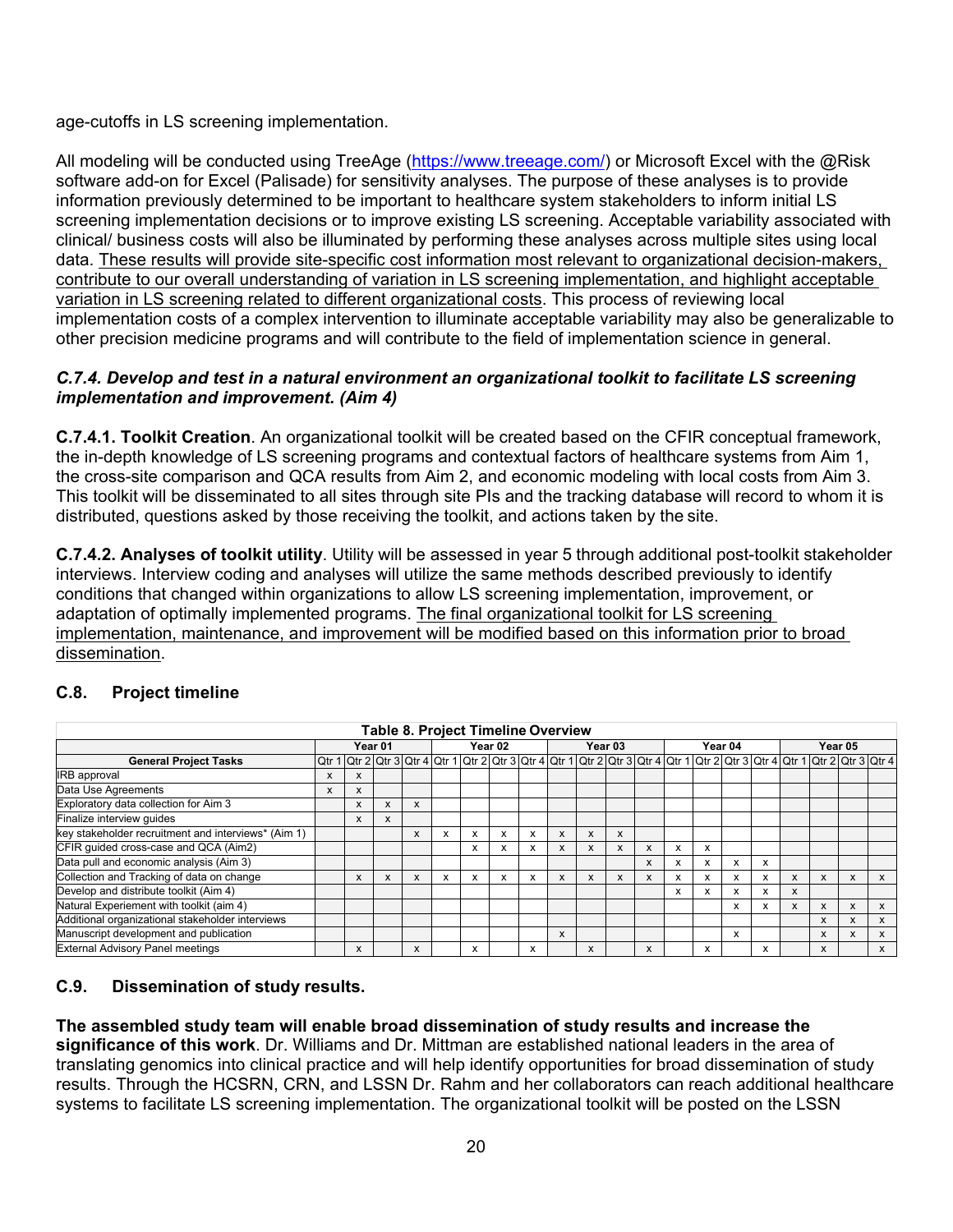age-cutoffs in LS screening implementation.

All modeling will be conducted using TreeAge (https://www.treeage.com/) or Microsoft Excel with the @Risk software add-on for Excel (Palisade) for sensitivity analyses. The purpose of these analyses is to provide information previously determined to be important to healthcare system stakeholders to inform initial LS screening implementation decisions or to improve existing LS screening. Acceptable variability associated with clinical/ business costs will also be illuminated by performing these analyses across multiple sites using local data. These results will provide site-specific cost information most relevant to organizational decision-makers, contribute to our overall understanding of variation in LS screening implementation, and highlight acceptable variation in LS screening related to different organizational costs. This process of reviewing local implementation costs of a complex intervention to illuminate acceptable variability may also be generalizable to other precision medicine programs and will contribute to the field of implementation science in general.

#### *C.7.4. Develop and test in a natural environment an organizational toolkit to facilitate LS screening implementation and improvement. (Aim 4)*

**C.7.4.1. Toolkit Creation**. An organizational toolkit will be created based on the CFIR conceptual framework, the in-depth knowledge of LS screening programs and contextual factors of healthcare systems from Aim 1, the cross-site comparison and QCA results from Aim 2, and economic modeling with local costs from Aim 3. This toolkit will be disseminated to all sites through site PIs and the tracking database will record to whom it is distributed, questions asked by those receiving the toolkit, and actions taken by the site.

**C.7.4.2. Analyses of toolkit utility**. Utility will be assessed in year 5 through additional post-toolkit stakeholder interviews. Interview coding and analyses will utilize the same methods described previously to identify conditions that changed within organizations to allow LS screening implementation, improvement, or adaptation of optimally implemented programs. The final organizational toolkit for LS screening implementation, maintenance, and improvement will be modified based on this information prior to broad dissemination.

## C.8. Project timeline

Table 8. Project Timeline Overview

| | Year 01 | | | | Year 02 | | | | Year 03 | | | | Year 04 | | | | Year 05 | | | |
|---|---|---|---|---|---|---|---|---|---|---|---|---|---|---|---|---|---|---|---|---|
| **General Project Tasks** | Qtr 1 | Qtr 2 | Qtr 3 | Qtr 4 | Qtr 1 | Qtr 2 | Qtr 3 | Qtr 4 | Qtr 1 | Qtr 2 | Qtr 3 | Qtr 4 | Qtr 1 | Qtr 2 | Qtr 3 | Qtr 4 | Qtr 1 | Qtr 2 | Qtr 3 | Qtr 4 |
| IRB approval | x | x | | | | | | | | | | | | | | | | | | |
| Data Use Agreements | x | x | | | | | | | | | | | | | | | | | | |
| Exploratory data collection for Aim 3 | | x | x | x | | | | | | | | | | | | | | | | |
| Finalize interview guides | | x | x | | | | | | | | | | | | | | | | | |
| key stakeholder recruitment and interviews* (Aim 1) | | | | x | x | x | x | x | x | x | x | | | | | | | | | |
| CFIR guided cross-case and QCA (Aim2) | | | | | | x | x | x | x | x | x | x | x | x | | | | | | |
| Data pull and economic analysis (Aim 3) | | | | | | | | | | | | x | x | x | x | x | | | | |
| Collection and Tracking of data on change | | x | x | x | x | x | x | x | x | x | x | x | x | x | x | x | x | x | x | x |
| Develop and distribute toolkit (Aim 4) | | | | | | | | | | | | | x | x | x | x | x | | | |
| Natural Experiement with toolkit (aim 4) | | | | | | | | | | | | | | | x | x | x | x | x | x |
| Additional organizational stakeholder interviews | | | | | | | | | | | | | | | | | | x | x | x |
| Manuscript development and publication | | | | | | | | | x | | | | | | x | | | x | x | x |
| External Advisory Panel meetings | | x | | x | | x | | x | | x | | x | | x | | x | | x | | x |

## C.9. Dissemination of study results.

**The assembled study team will enable broad dissemination of study results and increase the significance of this work**. Dr. Williams and Dr. Mittman are established national leaders in the area of translating genomics into clinical practice and will help identify opportunities for broad dissemination of study results. Through the HCSRN, CRN, and LSSN Dr. Rahm and her collaborators can reach additional healthcare systems to facilitate LS screening implementation. The organizational toolkit will be posted on the LSSN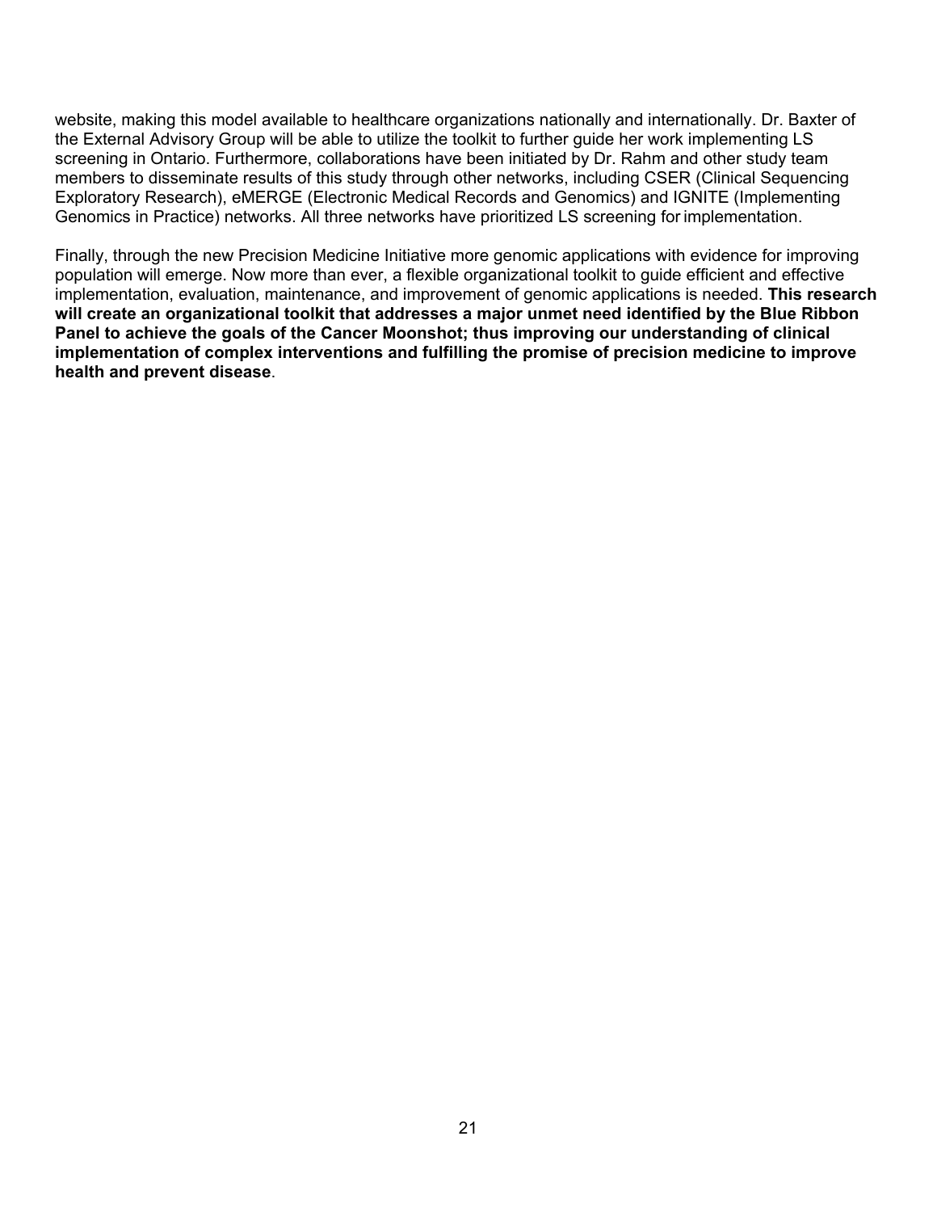website, making this model available to healthcare organizations nationally and internationally. Dr. Baxter of the External Advisory Group will be able to utilize the toolkit to further guide her work implementing LS screening in Ontario. Furthermore, collaborations have been initiated by Dr. Rahm and other study team members to disseminate results of this study through other networks, including CSER (Clinical Sequencing Exploratory Research), eMERGE (Electronic Medical Records and Genomics) and IGNITE (Implementing Genomics in Practice) networks. All three networks have prioritized LS screening for implementation.

Finally, through the new Precision Medicine Initiative more genomic applications with evidence for improving population will emerge. Now more than ever, a flexible organizational toolkit to guide efficient and effective implementation, evaluation, maintenance, and improvement of genomic applications is needed. **This research will create an organizational toolkit that addresses a major unmet need identified by the Blue Ribbon Panel to achieve the goals of the Cancer Moonshot; thus improving our understanding of clinical implementation of complex interventions and fulfilling the promise of precision medicine to improve health and prevent disease**.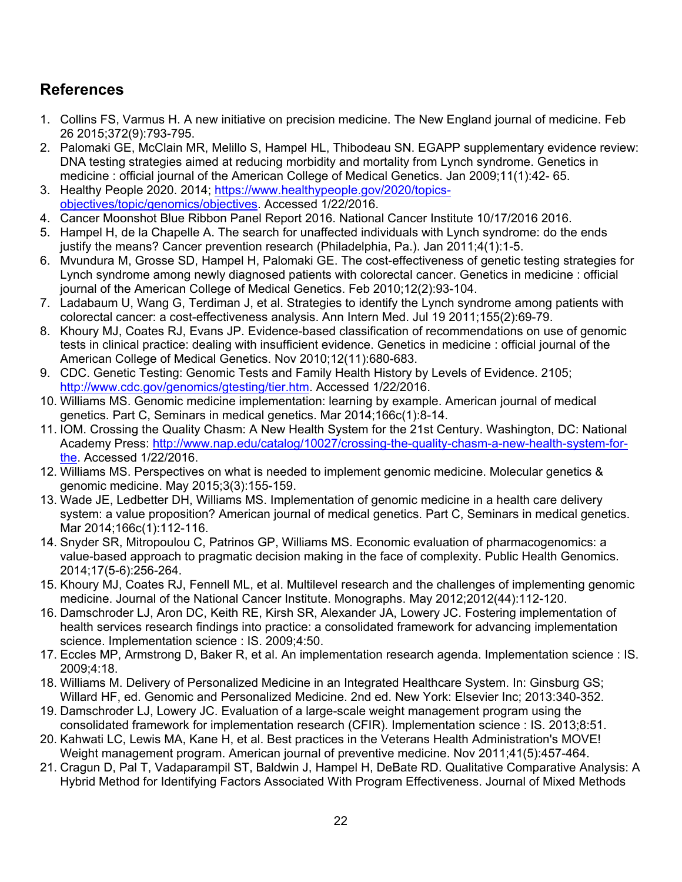## References

1. Collins FS, Varmus H. A new initiative on precision medicine. The New England journal of medicine. Feb 26 2015;372(9):793-795.
2. Palomaki GE, McClain MR, Melillo S, Hampel HL, Thibodeau SN. EGAPP supplementary evidence review: DNA testing strategies aimed at reducing morbidity and mortality from Lynch syndrome. Genetics in medicine : official journal of the American College of Medical Genetics. Jan 2009;11(1):42- 65.
3. Healthy People 2020. 2014; https://www.healthypeople.gov/2020/topics-objectives/topic/genomics/objectives. Accessed 1/22/2016.
4. Cancer Moonshot Blue Ribbon Panel Report 2016. National Cancer Institute 10/17/2016 2016.
5. Hampel H, de la Chapelle A. The search for unaffected individuals with Lynch syndrome: do the ends justify the means? Cancer prevention research (Philadelphia, Pa.). Jan 2011;4(1):1-5.
6. Mvundura M, Grosse SD, Hampel H, Palomaki GE. The cost-effectiveness of genetic testing strategies for Lynch syndrome among newly diagnosed patients with colorectal cancer. Genetics in medicine : official journal of the American College of Medical Genetics. Feb 2010;12(2):93-104.
7. Ladabaum U, Wang G, Terdiman J, et al. Strategies to identify the Lynch syndrome among patients with colorectal cancer: a cost-effectiveness analysis. Ann Intern Med. Jul 19 2011;155(2):69-79.
8. Khoury MJ, Coates RJ, Evans JP. Evidence-based classification of recommendations on use of genomic tests in clinical practice: dealing with insufficient evidence. Genetics in medicine : official journal of the American College of Medical Genetics. Nov 2010;12(11):680-683.
9. CDC. Genetic Testing: Genomic Tests and Family Health History by Levels of Evidence. 2105; http://www.cdc.gov/genomics/gtesting/tier.htm. Accessed 1/22/2016.
10. Williams MS. Genomic medicine implementation: learning by example. American journal of medical genetics. Part C, Seminars in medical genetics. Mar 2014;166c(1):8-14.
11. IOM. Crossing the Quality Chasm: A New Health System for the 21st Century. Washington, DC: National Academy Press: http://www.nap.edu/catalog/10027/crossing-the-quality-chasm-a-new-health-system-for-the. Accessed 1/22/2016.
12. Williams MS. Perspectives on what is needed to implement genomic medicine. Molecular genetics & genomic medicine. May 2015;3(3):155-159.
13. Wade JE, Ledbetter DH, Williams MS. Implementation of genomic medicine in a health care delivery system: a value proposition? American journal of medical genetics. Part C, Seminars in medical genetics. Mar 2014;166c(1):112-116.
14. Snyder SR, Mitropoulou C, Patrinos GP, Williams MS. Economic evaluation of pharmacogenomics: a value-based approach to pragmatic decision making in the face of complexity. Public Health Genomics. 2014;17(5-6):256-264.
15. Khoury MJ, Coates RJ, Fennell ML, et al. Multilevel research and the challenges of implementing genomic medicine. Journal of the National Cancer Institute. Monographs. May 2012;2012(44):112-120.
16. Damschroder LJ, Aron DC, Keith RE, Kirsh SR, Alexander JA, Lowery JC. Fostering implementation of health services research findings into practice: a consolidated framework for advancing implementation science. Implementation science : IS. 2009;4:50.
17. Eccles MP, Armstrong D, Baker R, et al. An implementation research agenda. Implementation science : IS. 2009;4:18.
18. Williams M. Delivery of Personalized Medicine in an Integrated Healthcare System. In: Ginsburg GS; Willard HF, ed. Genomic and Personalized Medicine. 2nd ed. New York: Elsevier Inc; 2013:340-352.
19. Damschroder LJ, Lowery JC. Evaluation of a large-scale weight management program using the consolidated framework for implementation research (CFIR). Implementation science : IS. 2013;8:51.
20. Kahwati LC, Lewis MA, Kane H, et al. Best practices in the Veterans Health Administration's MOVE! Weight management program. American journal of preventive medicine. Nov 2011;41(5):457-464.
21. Cragun D, Pal T, Vadaparampil ST, Baldwin J, Hampel H, DeBate RD. Qualitative Comparative Analysis: A Hybrid Method for Identifying Factors Associated With Program Effectiveness. Journal of Mixed Methods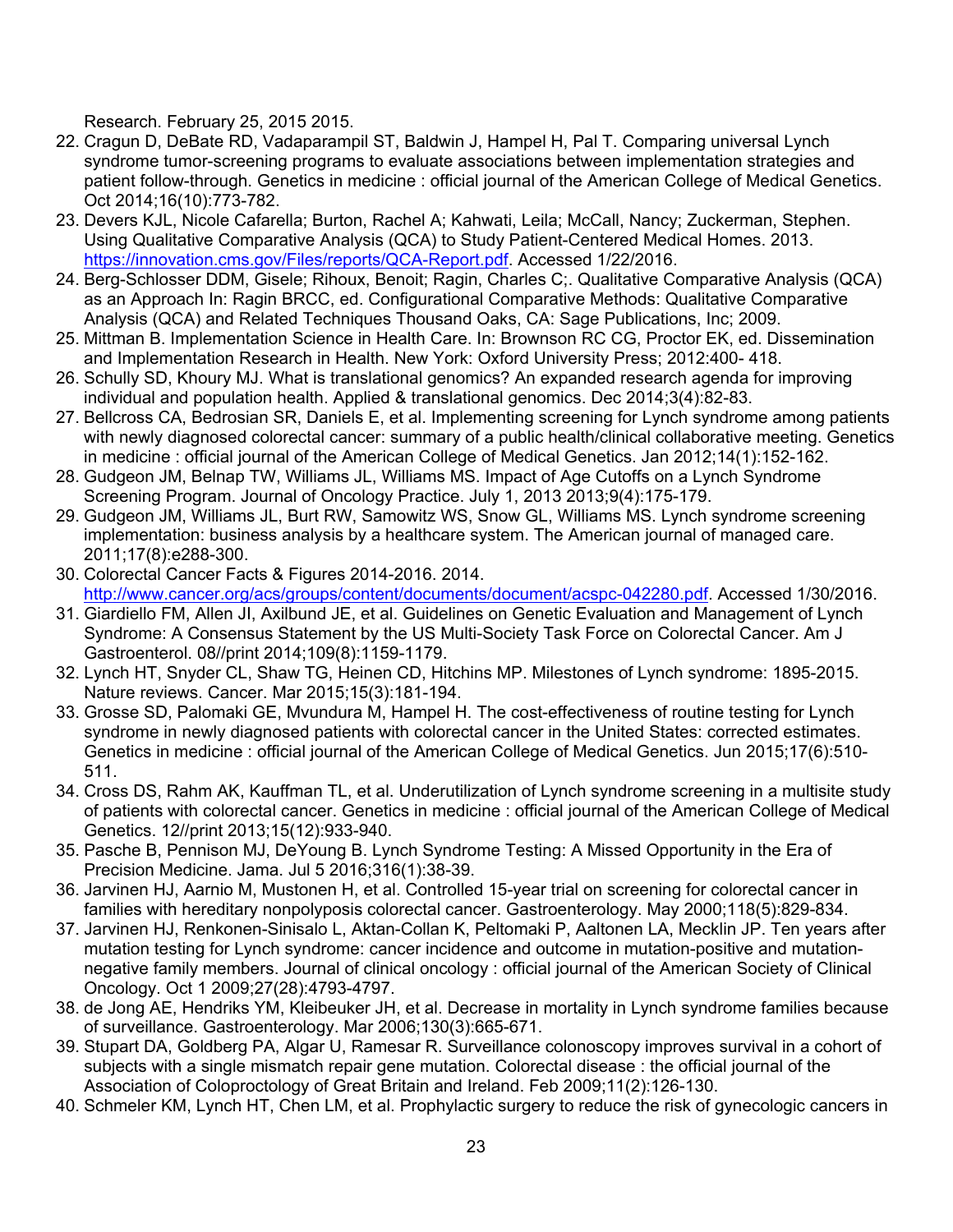Research. February 25, 2015 2015.

22. Cragun D, DeBate RD, Vadaparampil ST, Baldwin J, Hampel H, Pal T. Comparing universal Lynch syndrome tumor-screening programs to evaluate associations between implementation strategies and patient follow-through. Genetics in medicine : official journal of the American College of Medical Genetics. Oct 2014;16(10):773-782.
23. Devers KJL, Nicole Cafarella; Burton, Rachel A; Kahwati, Leila; McCall, Nancy; Zuckerman, Stephen. Using Qualitative Comparative Analysis (QCA) to Study Patient-Centered Medical Homes. 2013. https://innovation.cms.gov/Files/reports/QCA-Report.pdf. Accessed 1/22/2016.
24. Berg-Schlosser DDM, Gisele; Rihoux, Benoit; Ragin, Charles C;. Qualitative Comparative Analysis (QCA) as an Approach In: Ragin BRCC, ed. Configurational Comparative Methods: Qualitative Comparative Analysis (QCA) and Related Techniques Thousand Oaks, CA: Sage Publications, Inc; 2009.
25. Mittman B. Implementation Science in Health Care. In: Brownson RC CG, Proctor EK, ed. Dissemination and Implementation Research in Health. New York: Oxford University Press; 2012:400- 418.
26. Schully SD, Khoury MJ. What is translational genomics? An expanded research agenda for improving individual and population health. Applied & translational genomics. Dec 2014;3(4):82-83.
27. Bellcross CA, Bedrosian SR, Daniels E, et al. Implementing screening for Lynch syndrome among patients with newly diagnosed colorectal cancer: summary of a public health/clinical collaborative meeting. Genetics in medicine : official journal of the American College of Medical Genetics. Jan 2012;14(1):152-162.
28. Gudgeon JM, Belnap TW, Williams JL, Williams MS. Impact of Age Cutoffs on a Lynch Syndrome Screening Program. Journal of Oncology Practice. July 1, 2013 2013;9(4):175-179.
29. Gudgeon JM, Williams JL, Burt RW, Samowitz WS, Snow GL, Williams MS. Lynch syndrome screening implementation: business analysis by a healthcare system. The American journal of managed care. 2011;17(8):e288-300.
30. Colorectal Cancer Facts & Figures 2014-2016. 2014. http://www.cancer.org/acs/groups/content/documents/document/acspc-042280.pdf. Accessed 1/30/2016.
31. Giardiello FM, Allen JI, Axilbund JE, et al. Guidelines on Genetic Evaluation and Management of Lynch Syndrome: A Consensus Statement by the US Multi-Society Task Force on Colorectal Cancer. Am J Gastroenterol. 08//print 2014;109(8):1159-1179.
32. Lynch HT, Snyder CL, Shaw TG, Heinen CD, Hitchins MP. Milestones of Lynch syndrome: 1895-2015. Nature reviews. Cancer. Mar 2015;15(3):181-194.
33. Grosse SD, Palomaki GE, Mvundura M, Hampel H. The cost-effectiveness of routine testing for Lynch syndrome in newly diagnosed patients with colorectal cancer in the United States: corrected estimates. Genetics in medicine : official journal of the American College of Medical Genetics. Jun 2015;17(6):510-511.
34. Cross DS, Rahm AK, Kauffman TL, et al. Underutilization of Lynch syndrome screening in a multisite study of patients with colorectal cancer. Genetics in medicine : official journal of the American College of Medical Genetics. 12//print 2013;15(12):933-940.
35. Pasche B, Pennison MJ, DeYoung B. Lynch Syndrome Testing: A Missed Opportunity in the Era of Precision Medicine. Jama. Jul 5 2016;316(1):38-39.
36. Jarvinen HJ, Aarnio M, Mustonen H, et al. Controlled 15-year trial on screening for colorectal cancer in families with hereditary nonpolyposis colorectal cancer. Gastroenterology. May 2000;118(5):829-834.
37. Jarvinen HJ, Renkonen-Sinisalo L, Aktan-Collan K, Peltomaki P, Aaltonen LA, Mecklin JP. Ten years after mutation testing for Lynch syndrome: cancer incidence and outcome in mutation-positive and mutation-negative family members. Journal of clinical oncology : official journal of the American Society of Clinical Oncology. Oct 1 2009;27(28):4793-4797.
38. de Jong AE, Hendriks YM, Kleibeuker JH, et al. Decrease in mortality in Lynch syndrome families because of surveillance. Gastroenterology. Mar 2006;130(3):665-671.
39. Stupart DA, Goldberg PA, Algar U, Ramesar R. Surveillance colonoscopy improves survival in a cohort of subjects with a single mismatch repair gene mutation. Colorectal disease : the official journal of the Association of Coloproctology of Great Britain and Ireland. Feb 2009;11(2):126-130.
40. Schmeler KM, Lynch HT, Chen LM, et al. Prophylactic surgery to reduce the risk of gynecologic cancers in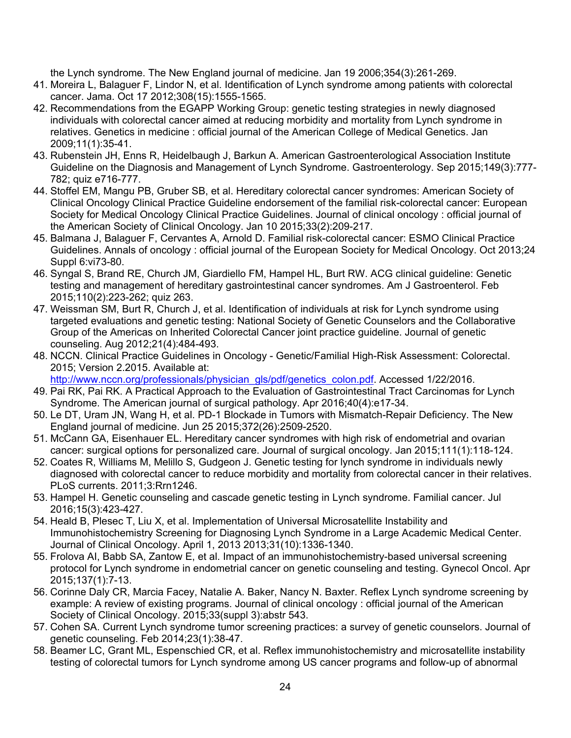the Lynch syndrome. The New England journal of medicine. Jan 19 2006;354(3):261-269.

41. Moreira L, Balaguer F, Lindor N, et al. Identification of Lynch syndrome among patients with colorectal cancer. Jama. Oct 17 2012;308(15):1555-1565.
42. Recommendations from the EGAPP Working Group: genetic testing strategies in newly diagnosed individuals with colorectal cancer aimed at reducing morbidity and mortality from Lynch syndrome in relatives. Genetics in medicine : official journal of the American College of Medical Genetics. Jan 2009;11(1):35-41.
43. Rubenstein JH, Enns R, Heidelbaugh J, Barkun A. American Gastroenterological Association Institute Guideline on the Diagnosis and Management of Lynch Syndrome. Gastroenterology. Sep 2015;149(3):777-782; quiz e716-777.
44. Stoffel EM, Mangu PB, Gruber SB, et al. Hereditary colorectal cancer syndromes: American Society of Clinical Oncology Clinical Practice Guideline endorsement of the familial risk-colorectal cancer: European Society for Medical Oncology Clinical Practice Guidelines. Journal of clinical oncology : official journal of the American Society of Clinical Oncology. Jan 10 2015;33(2):209-217.
45. Balmana J, Balaguer F, Cervantes A, Arnold D. Familial risk-colorectal cancer: ESMO Clinical Practice Guidelines. Annals of oncology : official journal of the European Society for Medical Oncology. Oct 2013;24 Suppl 6:vi73-80.
46. Syngal S, Brand RE, Church JM, Giardiello FM, Hampel HL, Burt RW. ACG clinical guideline: Genetic testing and management of hereditary gastrointestinal cancer syndromes. Am J Gastroenterol. Feb 2015;110(2):223-262; quiz 263.
47. Weissman SM, Burt R, Church J, et al. Identification of individuals at risk for Lynch syndrome using targeted evaluations and genetic testing: National Society of Genetic Counselors and the Collaborative Group of the Americas on Inherited Colorectal Cancer joint practice guideline. Journal of genetic counseling. Aug 2012;21(4):484-493.
48. NCCN. Clinical Practice Guidelines in Oncology - Genetic/Familial High-Risk Assessment: Colorectal. 2015; Version 2.2015. Available at: [http://www.nccn.org/professionals/physician_gls/pdf/genetics_colon.pdf](http://www.nccn.org/professionals/physician_gls/pdf/genetics_colon.pdf). Accessed 1/22/2016.
49. Pai RK, Pai RK. A Practical Approach to the Evaluation of Gastrointestinal Tract Carcinomas for Lynch Syndrome. The American journal of surgical pathology. Apr 2016;40(4):e17-34.
50. Le DT, Uram JN, Wang H, et al. PD-1 Blockade in Tumors with Mismatch-Repair Deficiency. The New England journal of medicine. Jun 25 2015;372(26):2509-2520.
51. McCann GA, Eisenhauer EL. Hereditary cancer syndromes with high risk of endometrial and ovarian cancer: surgical options for personalized care. Journal of surgical oncology. Jan 2015;111(1):118-124.
52. Coates R, Williams M, Melillo S, Gudgeon J. Genetic testing for lynch syndrome in individuals newly diagnosed with colorectal cancer to reduce morbidity and mortality from colorectal cancer in their relatives. PLoS currents. 2011;3:Rrn1246.
53. Hampel H. Genetic counseling and cascade genetic testing in Lynch syndrome. Familial cancer. Jul 2016;15(3):423-427.
54. Heald B, Plesec T, Liu X, et al. Implementation of Universal Microsatellite Instability and Immunohistochemistry Screening for Diagnosing Lynch Syndrome in a Large Academic Medical Center. Journal of Clinical Oncology. April 1, 2013 2013;31(10):1336-1340.
55. Frolova AI, Babb SA, Zantow E, et al. Impact of an immunohistochemistry-based universal screening protocol for Lynch syndrome in endometrial cancer on genetic counseling and testing. Gynecol Oncol. Apr 2015;137(1):7-13.
56. Corinne Daly CR, Marcia Facey, Natalie A. Baker, Nancy N. Baxter. Reflex Lynch syndrome screening by example: A review of existing programs. Journal of clinical oncology : official journal of the American Society of Clinical Oncology. 2015;33(suppl 3):abstr 543.
57. Cohen SA. Current Lynch syndrome tumor screening practices: a survey of genetic counselors. Journal of genetic counseling. Feb 2014;23(1):38-47.
58. Beamer LC, Grant ML, Espenschied CR, et al. Reflex immunohistochemistry and microsatellite instability testing of colorectal tumors for Lynch syndrome among US cancer programs and follow-up of abnormal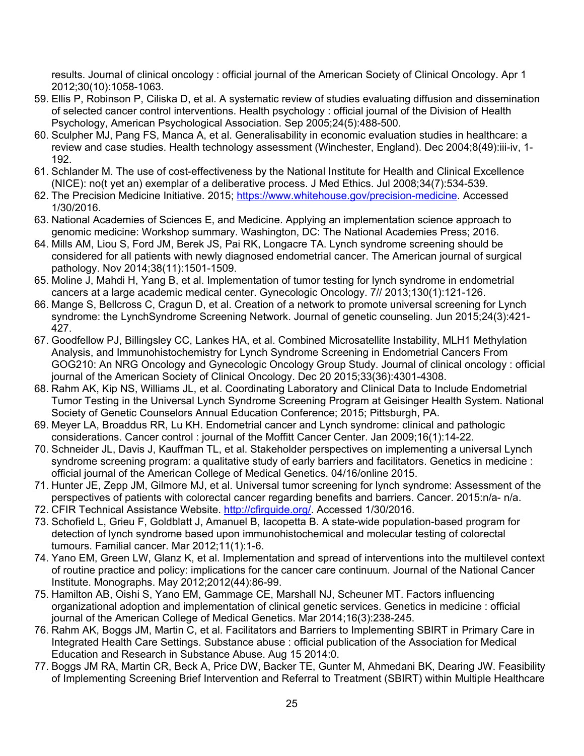results. Journal of clinical oncology : official journal of the American Society of Clinical Oncology. Apr 1 2012;30(10):1058-1063.

59. Ellis P, Robinson P, Ciliska D, et al. A systematic review of studies evaluating diffusion and dissemination of selected cancer control interventions. Health psychology : official journal of the Division of Health Psychology, American Psychological Association. Sep 2005;24(5):488-500.
60. Sculpher MJ, Pang FS, Manca A, et al. Generalisability in economic evaluation studies in healthcare: a review and case studies. Health technology assessment (Winchester, England). Dec 2004;8(49):iii-iv, 1-192.
61. Schlander M. The use of cost-effectiveness by the National Institute for Health and Clinical Excellence (NICE): no(t yet an) exemplar of a deliberative process. J Med Ethics. Jul 2008;34(7):534-539.
62. The Precision Medicine Initiative. 2015; https://www.whitehouse.gov/precision-medicine. Accessed 1/30/2016.
63. National Academies of Sciences E, and Medicine. Applying an implementation science approach to genomic medicine: Workshop summary. Washington, DC: The National Academies Press; 2016.
64. Mills AM, Liou S, Ford JM, Berek JS, Pai RK, Longacre TA. Lynch syndrome screening should be considered for all patients with newly diagnosed endometrial cancer. The American journal of surgical pathology. Nov 2014;38(11):1501-1509.
65. Moline J, Mahdi H, Yang B, et al. Implementation of tumor testing for lynch syndrome in endometrial cancers at a large academic medical center. Gynecologic Oncology. 7// 2013;130(1):121-126.
66. Mange S, Bellcross C, Cragun D, et al. Creation of a network to promote universal screening for Lynch syndrome: the LynchSyndrome Screening Network. Journal of genetic counseling. Jun 2015;24(3):421-427.
67. Goodfellow PJ, Billingsley CC, Lankes HA, et al. Combined Microsatellite Instability, MLH1 Methylation Analysis, and Immunohistochemistry for Lynch Syndrome Screening in Endometrial Cancers From GOG210: An NRG Oncology and Gynecologic Oncology Group Study. Journal of clinical oncology : official journal of the American Society of Clinical Oncology. Dec 20 2015;33(36):4301-4308.
68. Rahm AK, Kip NS, Williams JL, et al. Coordinating Laboratory and Clinical Data to Include Endometrial Tumor Testing in the Universal Lynch Syndrome Screening Program at Geisinger Health System. National Society of Genetic Counselors Annual Education Conference; 2015; Pittsburgh, PA.
69. Meyer LA, Broaddus RR, Lu KH. Endometrial cancer and Lynch syndrome: clinical and pathologic considerations. Cancer control : journal of the Moffitt Cancer Center. Jan 2009;16(1):14-22.
70. Schneider JL, Davis J, Kauffman TL, et al. Stakeholder perspectives on implementing a universal Lynch syndrome screening program: a qualitative study of early barriers and facilitators. Genetics in medicine : official journal of the American College of Medical Genetics. 04/16/online 2015.
71. Hunter JE, Zepp JM, Gilmore MJ, et al. Universal tumor screening for lynch syndrome: Assessment of the perspectives of patients with colorectal cancer regarding benefits and barriers. Cancer. 2015:n/a- n/a.
72. CFIR Technical Assistance Website. http://cfirguide.org/. Accessed 1/30/2016.
73. Schofield L, Grieu F, Goldblatt J, Amanuel B, Iacopetta B. A state-wide population-based program for detection of lynch syndrome based upon immunohistochemical and molecular testing of colorectal tumours. Familial cancer. Mar 2012;11(1):1-6.
74. Yano EM, Green LW, Glanz K, et al. Implementation and spread of interventions into the multilevel context of routine practice and policy: implications for the cancer care continuum. Journal of the National Cancer Institute. Monographs. May 2012;2012(44):86-99.
75. Hamilton AB, Oishi S, Yano EM, Gammage CE, Marshall NJ, Scheuner MT. Factors influencing organizational adoption and implementation of clinical genetic services. Genetics in medicine : official journal of the American College of Medical Genetics. Mar 2014;16(3):238-245.
76. Rahm AK, Boggs JM, Martin C, et al. Facilitators and Barriers to Implementing SBIRT in Primary Care in Integrated Health Care Settings. Substance abuse : official publication of the Association for Medical Education and Research in Substance Abuse. Aug 15 2014:0.
77. Boggs JM RA, Martin CR, Beck A, Price DW, Backer TE, Gunter M, Ahmedani BK, Dearing JW. Feasibility of Implementing Screening Brief Intervention and Referral to Treatment (SBIRT) within Multiple Healthcare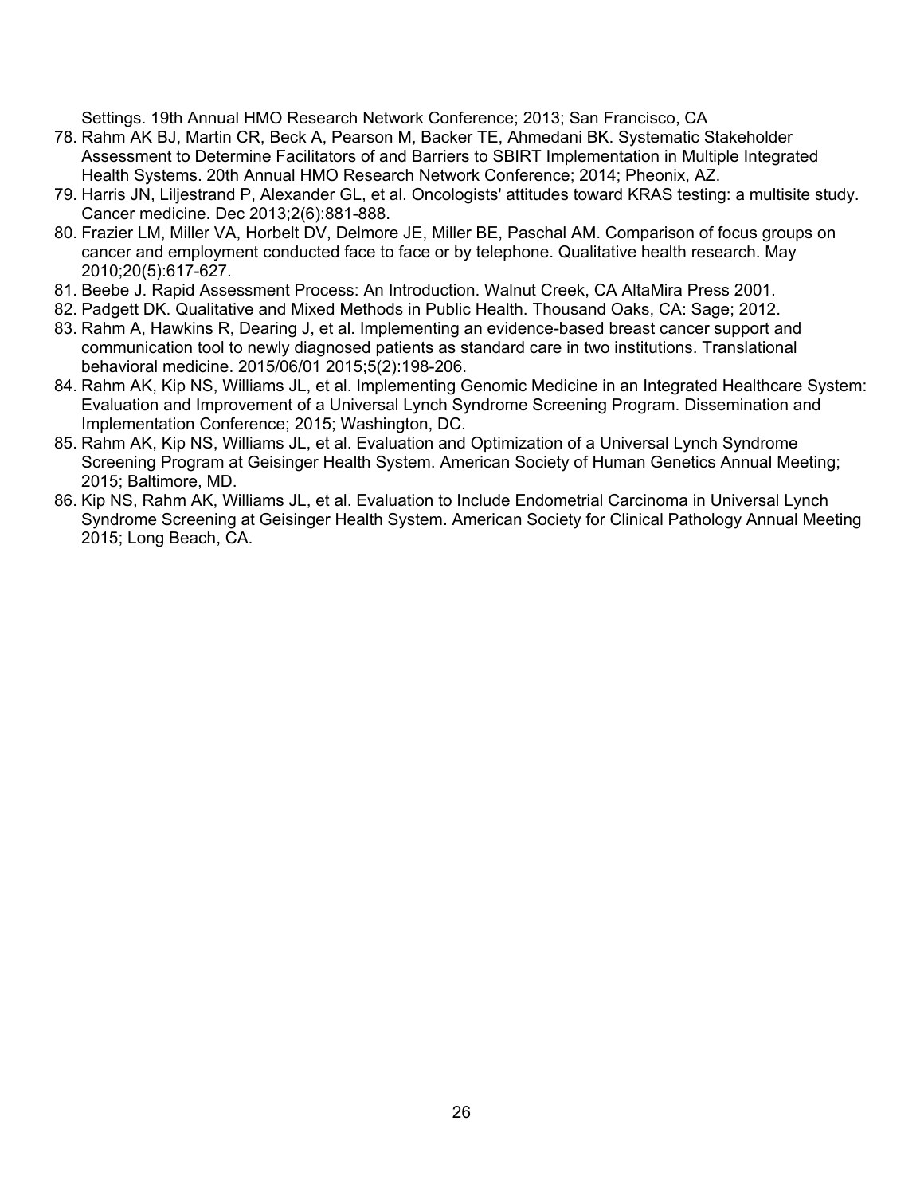Settings. 19th Annual HMO Research Network Conference; 2013; San Francisco, CA

78. Rahm AK BJ, Martin CR, Beck A, Pearson M, Backer TE, Ahmedani BK. Systematic Stakeholder Assessment to Determine Facilitators of and Barriers to SBIRT Implementation in Multiple Integrated Health Systems. 20th Annual HMO Research Network Conference; 2014; Pheonix, AZ.
79. Harris JN, Liljestrand P, Alexander GL, et al. Oncologists' attitudes toward KRAS testing: a multisite study. Cancer medicine. Dec 2013;2(6):881-888.
80. Frazier LM, Miller VA, Horbelt DV, Delmore JE, Miller BE, Paschal AM. Comparison of focus groups on cancer and employment conducted face to face or by telephone. Qualitative health research. May 2010;20(5):617-627.
81. Beebe J. Rapid Assessment Process: An Introduction. Walnut Creek, CA AltaMira Press 2001.
82. Padgett DK. Qualitative and Mixed Methods in Public Health. Thousand Oaks, CA: Sage; 2012.
83. Rahm A, Hawkins R, Dearing J, et al. Implementing an evidence-based breast cancer support and communication tool to newly diagnosed patients as standard care in two institutions. Translational behavioral medicine. 2015/06/01 2015;5(2):198-206.
84. Rahm AK, Kip NS, Williams JL, et al. Implementing Genomic Medicine in an Integrated Healthcare System: Evaluation and Improvement of a Universal Lynch Syndrome Screening Program. Dissemination and Implementation Conference; 2015; Washington, DC.
85. Rahm AK, Kip NS, Williams JL, et al. Evaluation and Optimization of a Universal Lynch Syndrome Screening Program at Geisinger Health System. American Society of Human Genetics Annual Meeting; 2015; Baltimore, MD.
86. Kip NS, Rahm AK, Williams JL, et al. Evaluation to Include Endometrial Carcinoma in Universal Lynch Syndrome Screening at Geisinger Health System. American Society for Clinical Pathology Annual Meeting 2015; Long Beach, CA.